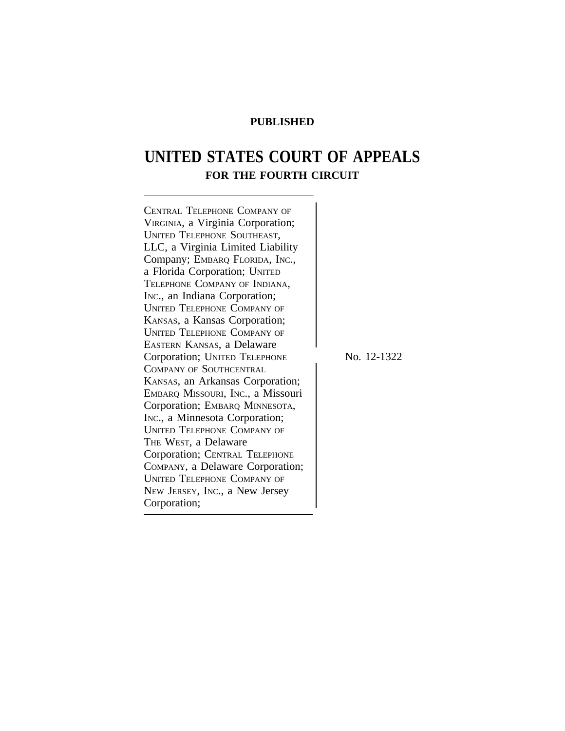**PUBLISHED**

# UNITED STATES COURT OF APPEALS
## FOR THE FOURTH CIRCUIT

CENTRAL TELEPHONE COMPANY OF VIRGINIA, a Virginia Corporation; UNITED TELEPHONE SOUTHEAST, LLC, a Virginia Limited Liability Company; EMBARQ FLORIDA, INC., a Florida Corporation; UNITED TELEPHONE COMPANY OF INDIANA, INC., an Indiana Corporation; UNITED TELEPHONE COMPANY OF KANSAS, a Kansas Corporation; UNITED TELEPHONE COMPANY OF EASTERN KANSAS, a Delaware Corporation; UNITED TELEPHONE COMPANY OF SOUTHCENTRAL KANSAS, an Arkansas Corporation; EMBARQ MISSOURI, INC., a Missouri Corporation; EMBARQ MINNESOTA, INC., a Minnesota Corporation; UNITED TELEPHONE COMPANY OF THE WEST, a Delaware Corporation; CENTRAL TELEPHONE COMPANY, a Delaware Corporation; UNITED TELEPHONE COMPANY OF NEW JERSEY, INC., a New Jersey Corporation;

No. 12-1322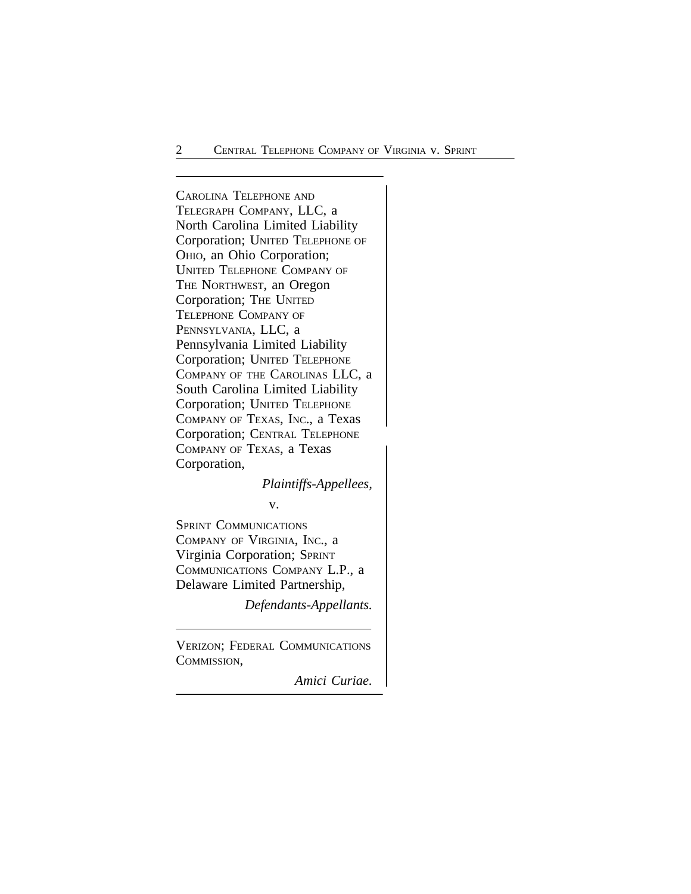CAROLINA TELEPHONE AND TELEGRAPH COMPANY, LLC, a North Carolina Limited Liability Corporation; UNITED TELEPHONE OF OHIO, an Ohio Corporation; UNITED TELEPHONE COMPANY OF THE NORTHWEST, an Oregon Corporation; THE UNITED TELEPHONE COMPANY OF PENNSYLVANIA, LLC, a Pennsylvania Limited Liability Corporation; UNITED TELEPHONE COMPANY OF THE CAROLINAS LLC, a South Carolina Limited Liability Corporation; UNITED TELEPHONE COMPANY OF TEXAS, INC., a Texas Corporation; CENTRAL TELEPHONE COMPANY OF TEXAS, a Texas Corporation,

*Plaintiffs-Appellees,*

v.

SPRINT COMMUNICATIONS COMPANY OF VIRGINIA, INC., a Virginia Corporation; SPRINT COMMUNICATIONS COMPANY L.P., a Delaware Limited Partnership,

*Defendants-Appellants.*

---

VERIZON; FEDERAL COMMUNICATIONS COMMISSION,

*Amici Curiae.*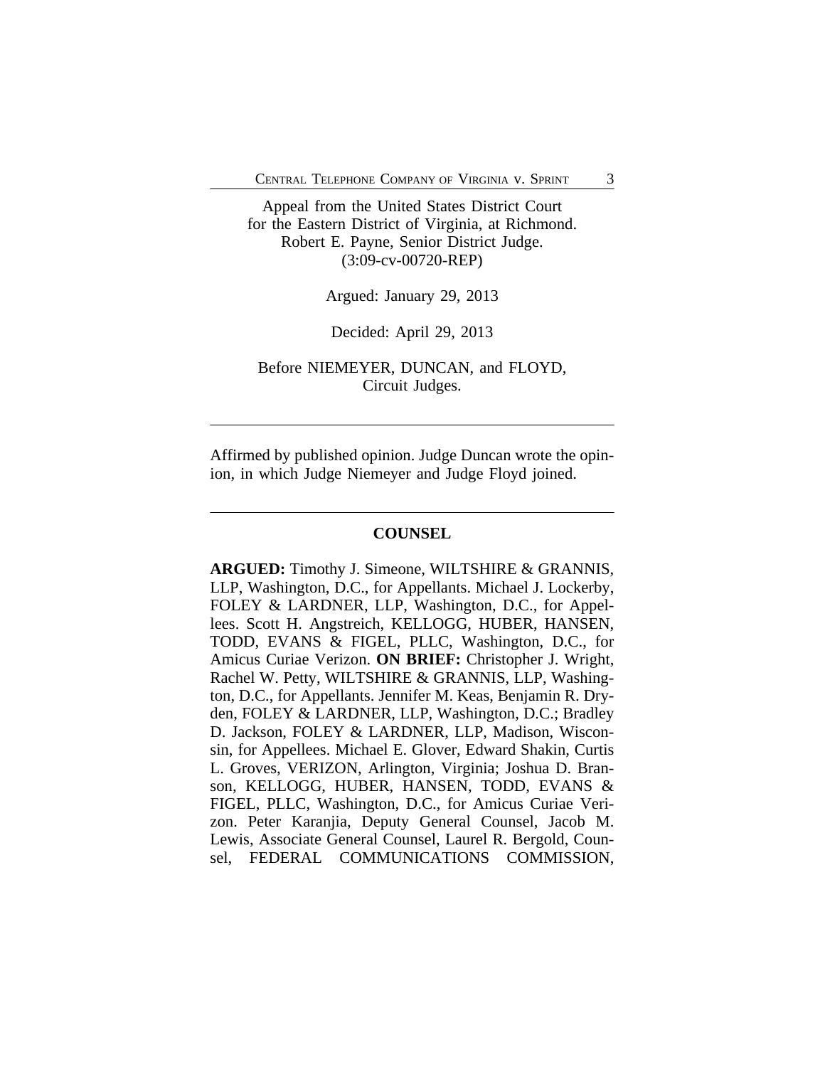Appeal from the United States District Court
for the Eastern District of Virginia, at Richmond.
Robert E. Payne, Senior District Judge.
(3:09-cv-00720-REP)

Argued: January 29, 2013

Decided: April 29, 2013

Before NIEMEYER, DUNCAN, and FLOYD,
Circuit Judges.

---

Affirmed by published opinion. Judge Duncan wrote the opinion, in which Judge Niemeyer and Judge Floyd joined.

---

## COUNSEL

**ARGUED:** Timothy J. Simeone, WILTSHIRE & GRANNIS, LLP, Washington, D.C., for Appellants. Michael J. Lockerby, FOLEY & LARDNER, LLP, Washington, D.C., for Appellees. Scott H. Angstreich, KELLOGG, HUBER, HANSEN, TODD, EVANS & FIGEL, PLLC, Washington, D.C., for Amicus Curiae Verizon. **ON BRIEF:** Christopher J. Wright, Rachel W. Petty, WILTSHIRE & GRANNIS, LLP, Washington, D.C., for Appellants. Jennifer M. Keas, Benjamin R. Dryden, FOLEY & LARDNER, LLP, Washington, D.C.; Bradley D. Jackson, FOLEY & LARDNER, LLP, Madison, Wisconsin, for Appellees. Michael E. Glover, Edward Shakin, Curtis L. Groves, VERIZON, Arlington, Virginia; Joshua D. Branson, KELLOGG, HUBER, HANSEN, TODD, EVANS & FIGEL, PLLC, Washington, D.C., for Amicus Curiae Verizon. Peter Karanjia, Deputy General Counsel, Jacob M. Lewis, Associate General Counsel, Laurel R. Bergold, Counsel, FEDERAL COMMUNICATIONS COMMISSION,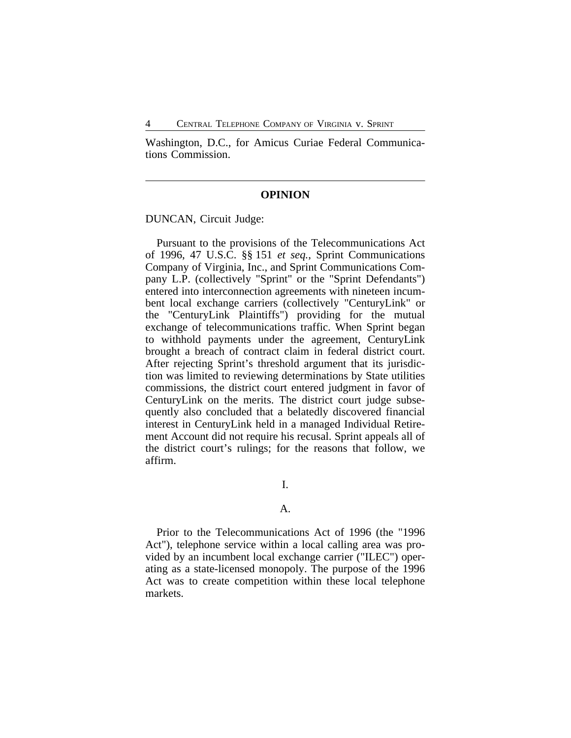Washington, D.C., for Amicus Curiae Federal Communications Commission.

---

**OPINION**

DUNCAN, Circuit Judge:

Pursuant to the provisions of the Telecommunications Act of 1996, 47 U.S.C. §§ 151 *et seq.*, Sprint Communications Company of Virginia, Inc., and Sprint Communications Company L.P. (collectively "Sprint" or the "Sprint Defendants") entered into interconnection agreements with nineteen incumbent local exchange carriers (collectively "CenturyLink" or the "CenturyLink Plaintiffs") providing for the mutual exchange of telecommunications traffic. When Sprint began to withhold payments under the agreement, CenturyLink brought a breach of contract claim in federal district court. After rejecting Sprint's threshold argument that its jurisdiction was limited to reviewing determinations by State utilities commissions, the district court entered judgment in favor of CenturyLink on the merits. The district court judge subsequently also concluded that a belatedly discovered financial interest in CenturyLink held in a managed Individual Retirement Account did not require his recusal. Sprint appeals all of the district court's rulings; for the reasons that follow, we affirm.

I.

A.

Prior to the Telecommunications Act of 1996 (the "1996 Act"), telephone service within a local calling area was provided by an incumbent local exchange carrier ("ILEC") operating as a state-licensed monopoly. The purpose of the 1996 Act was to create competition within these local telephone markets.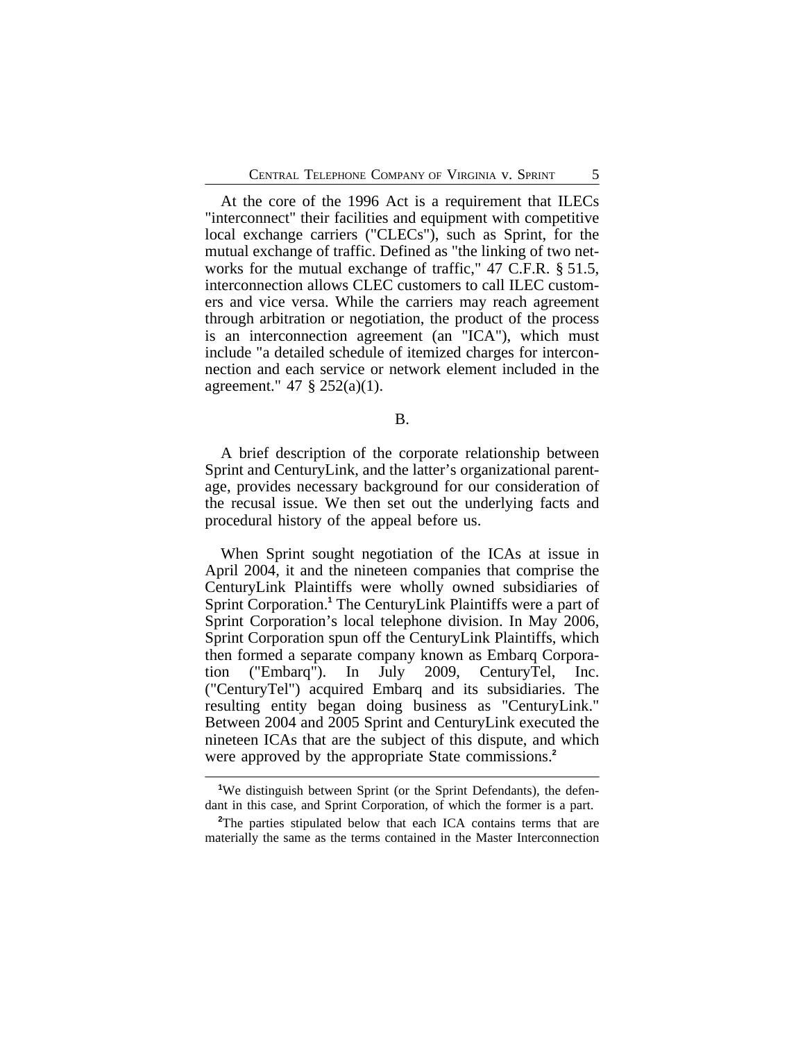At the core of the 1996 Act is a requirement that ILECs "interconnect" their facilities and equipment with competitive local exchange carriers ("CLECs"), such as Sprint, for the mutual exchange of traffic. Defined as "the linking of two networks for the mutual exchange of traffic," 47 C.F.R. § 51.5, interconnection allows CLEC customers to call ILEC customers and vice versa. While the carriers may reach agreement through arbitration or negotiation, the product of the process is an interconnection agreement (an "ICA"), which must include "a detailed schedule of itemized charges for interconnection and each service or network element included in the agreement." 47 § 252(a)(1).

## B.

A brief description of the corporate relationship between Sprint and CenturyLink, and the latter's organizational parentage, provides necessary background for our consideration of the recusal issue. We then set out the underlying facts and procedural history of the appeal before us.

When Sprint sought negotiation of the ICAs at issue in April 2004, it and the nineteen companies that comprise the CenturyLink Plaintiffs were wholly owned subsidiaries of Sprint Corporation.[1] The CenturyLink Plaintiffs were a part of Sprint Corporation's local telephone division. In May 2006, Sprint Corporation spun off the CenturyLink Plaintiffs, which then formed a separate company known as Embarq Corporation ("Embarq"). In July 2009, CenturyTel, Inc. ("CenturyTel") acquired Embarq and its subsidiaries. The resulting entity began doing business as "CenturyLink." Between 2004 and 2005 Sprint and CenturyLink executed the nineteen ICAs that are the subject of this dispute, and which were approved by the appropriate State commissions.[2]

---

[1]We distinguish between Sprint (or the Sprint Defendants), the defendant in this case, and Sprint Corporation, of which the former is a part.

[2]The parties stipulated below that each ICA contains terms that are materially the same as the terms contained in the Master Interconnection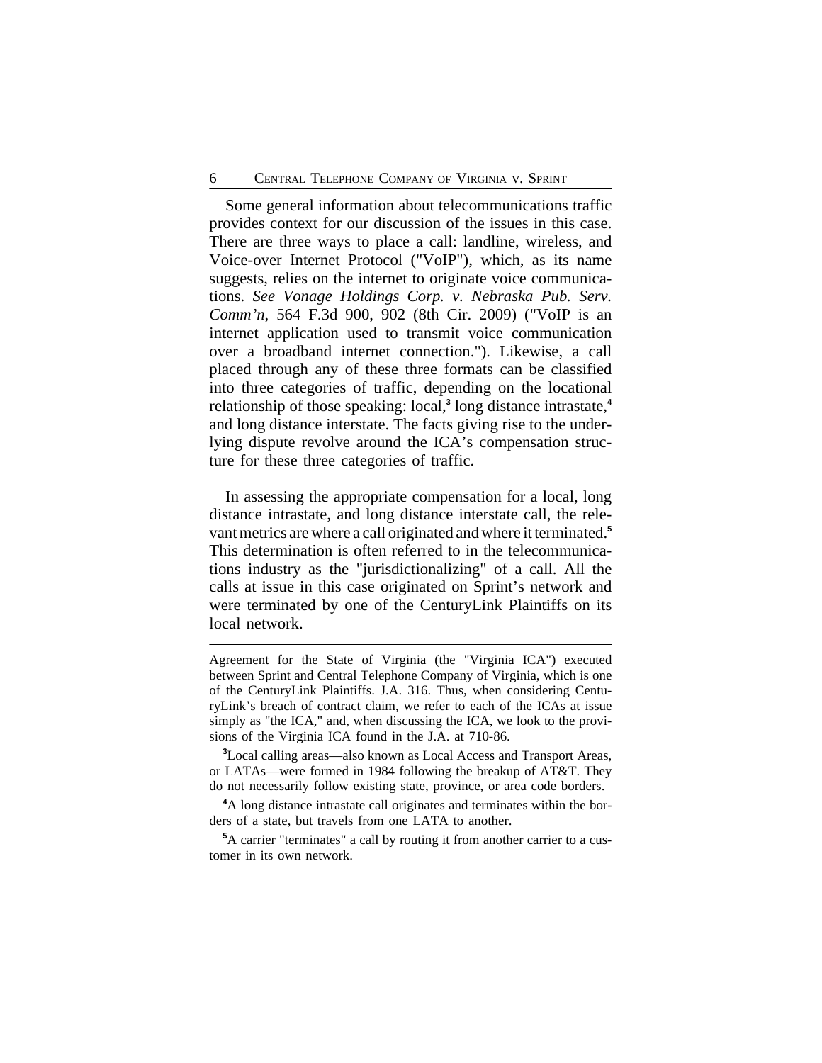Some general information about telecommunications traffic provides context for our discussion of the issues in this case. There are three ways to place a call: landline, wireless, and Voice-over Internet Protocol ("VoIP"), which, as its name suggests, relies on the internet to originate voice communications. *See Vonage Holdings Corp. v. Nebraska Pub. Serv. Comm'n*, 564 F.3d 900, 902 (8th Cir. 2009) ("VoIP is an internet application used to transmit voice communication over a broadband internet connection."). Likewise, a call placed through any of these three formats can be classified into three categories of traffic, depending on the locational relationship of those speaking: local,[3] long distance intrastate,[4] and long distance interstate. The facts giving rise to the underlying dispute revolve around the ICA's compensation structure for these three categories of traffic.

In assessing the appropriate compensation for a local, long distance intrastate, and long distance interstate call, the relevant metrics are where a call originated and where it terminated.[5] This determination is often referred to in the telecommunications industry as the "jurisdictionalizing" of a call. All the calls at issue in this case originated on Sprint's network and were terminated by one of the CenturyLink Plaintiffs on its local network.

---

Agreement for the State of Virginia (the "Virginia ICA") executed between Sprint and Central Telephone Company of Virginia, which is one of the CenturyLink Plaintiffs. J.A. 316. Thus, when considering CenturyLink's breach of contract claim, we refer to each of the ICAs at issue simply as "the ICA," and, when discussing the ICA, we look to the provisions of the Virginia ICA found in the J.A. at 710-86.

[3]Local calling areas—also known as Local Access and Transport Areas, or LATAs—were formed in 1984 following the breakup of AT&T. They do not necessarily follow existing state, province, or area code borders.

[4]A long distance intrastate call originates and terminates within the borders of a state, but travels from one LATA to another.

[5]A carrier "terminates" a call by routing it from another carrier to a customer in its own network.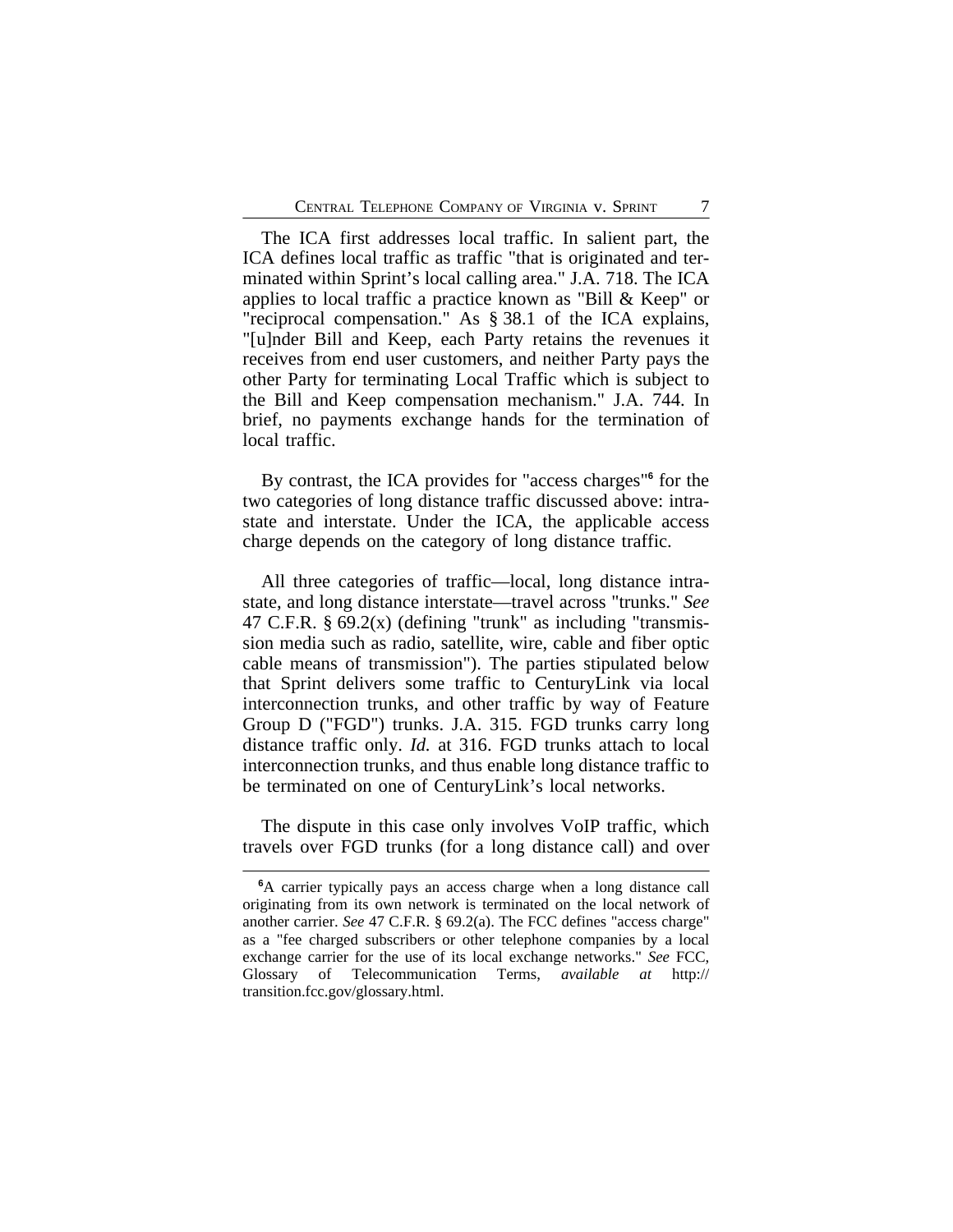The ICA first addresses local traffic. In salient part, the ICA defines local traffic as traffic "that is originated and terminated within Sprint's local calling area." J.A. 718. The ICA applies to local traffic a practice known as "Bill & Keep" or "reciprocal compensation." As § 38.1 of the ICA explains, "[u]nder Bill and Keep, each Party retains the revenues it receives from end user customers, and neither Party pays the other Party for terminating Local Traffic which is subject to the Bill and Keep compensation mechanism." J.A. 744. In brief, no payments exchange hands for the termination of local traffic.

By contrast, the ICA provides for "access charges"[6] for the two categories of long distance traffic discussed above: intrastate and interstate. Under the ICA, the applicable access charge depends on the category of long distance traffic.

All three categories of traffic—local, long distance intrastate, and long distance interstate—travel across "trunks." *See* 47 C.F.R. § 69.2(x) (defining "trunk" as including "transmission media such as radio, satellite, wire, cable and fiber optic cable means of transmission"). The parties stipulated below that Sprint delivers some traffic to CenturyLink via local interconnection trunks, and other traffic by way of Feature Group D ("FGD") trunks. J.A. 315. FGD trunks carry long distance traffic only. *Id.* at 316. FGD trunks attach to local interconnection trunks, and thus enable long distance traffic to be terminated on one of CenturyLink's local networks.

The dispute in this case only involves VoIP traffic, which travels over FGD trunks (for a long distance call) and over

[6]A carrier typically pays an access charge when a long distance call originating from its own network is terminated on the local network of another carrier. *See* 47 C.F.R. § 69.2(a). The FCC defines "access charge" as a "fee charged subscribers or other telephone companies by a local exchange carrier for the use of its local exchange networks." *See* FCC, Glossary of Telecommunication Terms, *available at* http://transition.fcc.gov/glossary.html.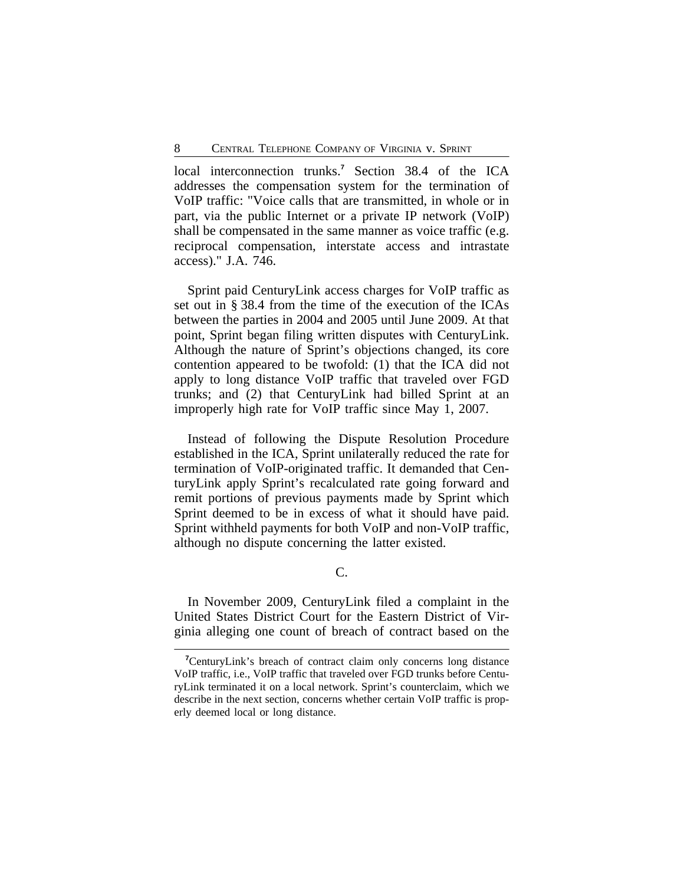local interconnection trunks.[7] Section 38.4 of the ICA addresses the compensation system for the termination of VoIP traffic: "Voice calls that are transmitted, in whole or in part, via the public Internet or a private IP network (VoIP) shall be compensated in the same manner as voice traffic (e.g. reciprocal compensation, interstate access and intrastate access)." J.A. 746.

Sprint paid CenturyLink access charges for VoIP traffic as set out in § 38.4 from the time of the execution of the ICAs between the parties in 2004 and 2005 until June 2009. At that point, Sprint began filing written disputes with CenturyLink. Although the nature of Sprint's objections changed, its core contention appeared to be twofold: (1) that the ICA did not apply to long distance VoIP traffic that traveled over FGD trunks; and (2) that CenturyLink had billed Sprint at an improperly high rate for VoIP traffic since May 1, 2007.

Instead of following the Dispute Resolution Procedure established in the ICA, Sprint unilaterally reduced the rate for termination of VoIP-originated traffic. It demanded that CenturyLink apply Sprint's recalculated rate going forward and remit portions of previous payments made by Sprint which Sprint deemed to be in excess of what it should have paid. Sprint withheld payments for both VoIP and non-VoIP traffic, although no dispute concerning the latter existed.

C.

In November 2009, CenturyLink filed a complaint in the United States District Court for the Eastern District of Virginia alleging one count of breach of contract based on the

[7]CenturyLink's breach of contract claim only concerns long distance VoIP traffic, i.e., VoIP traffic that traveled over FGD trunks before CenturyLink terminated it on a local network. Sprint's counterclaim, which we describe in the next section, concerns whether certain VoIP traffic is properly deemed local or long distance.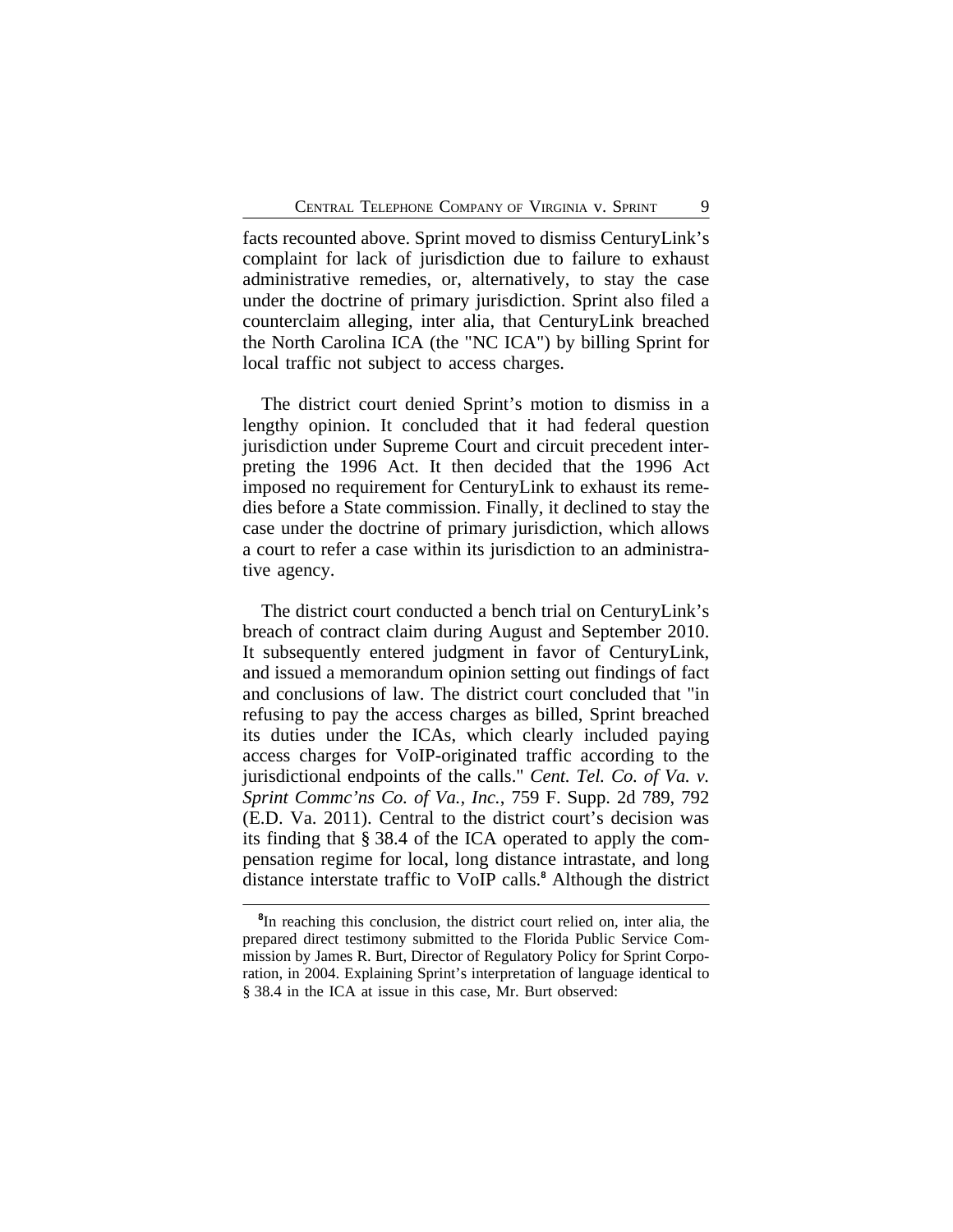facts recounted above. Sprint moved to dismiss CenturyLink's complaint for lack of jurisdiction due to failure to exhaust administrative remedies, or, alternatively, to stay the case under the doctrine of primary jurisdiction. Sprint also filed a counterclaim alleging, inter alia, that CenturyLink breached the North Carolina ICA (the "NC ICA") by billing Sprint for local traffic not subject to access charges.

The district court denied Sprint's motion to dismiss in a lengthy opinion. It concluded that it had federal question jurisdiction under Supreme Court and circuit precedent interpreting the 1996 Act. It then decided that the 1996 Act imposed no requirement for CenturyLink to exhaust its remedies before a State commission. Finally, it declined to stay the case under the doctrine of primary jurisdiction, which allows a court to refer a case within its jurisdiction to an administrative agency.

The district court conducted a bench trial on CenturyLink's breach of contract claim during August and September 2010. It subsequently entered judgment in favor of CenturyLink, and issued a memorandum opinion setting out findings of fact and conclusions of law. The district court concluded that "in refusing to pay the access charges as billed, Sprint breached its duties under the ICAs, which clearly included paying access charges for VoIP-originated traffic according to the jurisdictional endpoints of the calls." *Cent. Tel. Co. of Va. v. Sprint Commc'ns Co. of Va., Inc.*, 759 F. Supp. 2d 789, 792 (E.D. Va. 2011). Central to the district court's decision was its finding that § 38.4 of the ICA operated to apply the compensation regime for local, long distance intrastate, and long distance interstate traffic to VoIP calls.[8] Although the district

[8]In reaching this conclusion, the district court relied on, inter alia, the prepared direct testimony submitted to the Florida Public Service Commission by James R. Burt, Director of Regulatory Policy for Sprint Corporation, in 2004. Explaining Sprint's interpretation of language identical to § 38.4 in the ICA at issue in this case, Mr. Burt observed: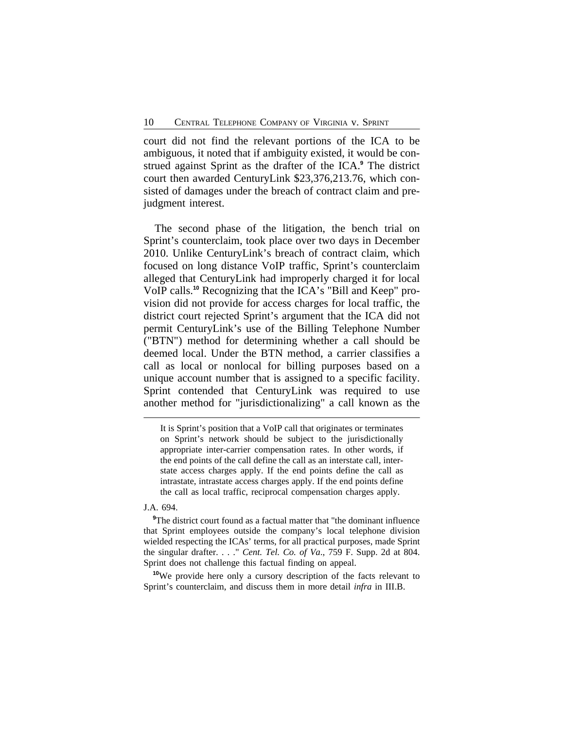court did not find the relevant portions of the ICA to be ambiguous, it noted that if ambiguity existed, it would be construed against Sprint as the drafter of the ICA.[9] The district court then awarded CenturyLink $23,376,213.76, which consisted of damages under the breach of contract claim and prejudgment interest.

The second phase of the litigation, the bench trial on Sprint's counterclaim, took place over two days in December 2010. Unlike CenturyLink's breach of contract claim, which focused on long distance VoIP traffic, Sprint's counterclaim alleged that CenturyLink had improperly charged it for local VoIP calls.[10] Recognizing that the ICA's "Bill and Keep" provision did not provide for access charges for local traffic, the district court rejected Sprint's argument that the ICA did not permit CenturyLink's use of the Billing Telephone Number ("BTN") method for determining whether a call should be deemed local. Under the BTN method, a carrier classifies a call as local or nonlocal for billing purposes based on a unique account number that is assigned to a specific facility. Sprint contended that CenturyLink was required to use another method for "jurisdictionalizing" a call known as the

---

> It is Sprint's position that a VoIP call that originates or terminates on Sprint's network should be subject to the jurisdictionally appropriate inter-carrier compensation rates. In other words, if the end points of the call define the call as an interstate call, interstate access charges apply. If the end points define the call as intrastate, intrastate access charges apply. If the end points define the call as local traffic, reciprocal compensation charges apply.

J.A. 694.

[9]The district court found as a factual matter that "the dominant influence that Sprint employees outside the company's local telephone division wielded respecting the ICAs' terms, for all practical purposes, made Sprint the singular drafter. . . ." *Cent. Tel. Co. of Va.*, 759 F. Supp. 2d at 804. Sprint does not challenge this factual finding on appeal.

[10]We provide here only a cursory description of the facts relevant to Sprint's counterclaim, and discuss them in more detail *infra* in III.B.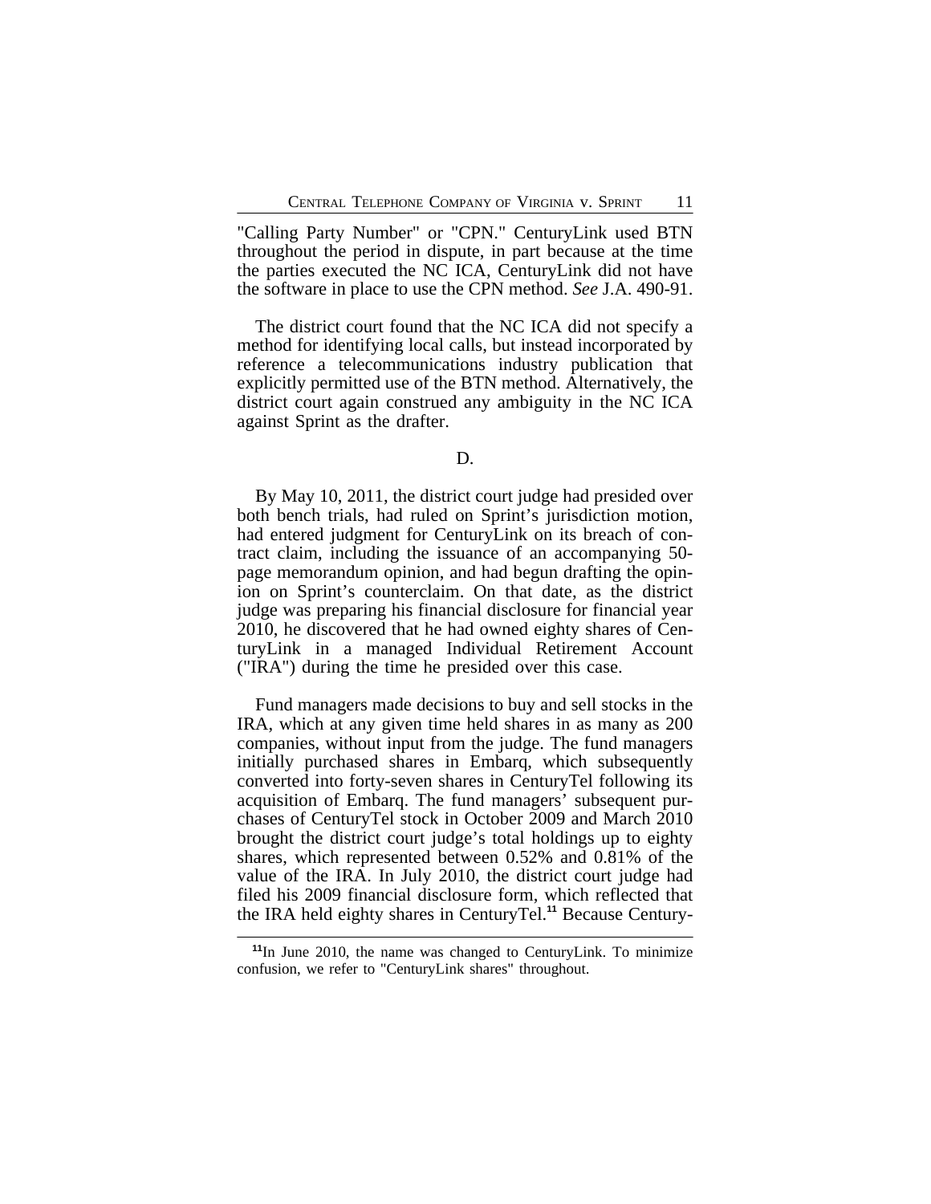"Calling Party Number" or "CPN." CenturyLink used BTN throughout the period in dispute, in part because at the time the parties executed the NC ICA, CenturyLink did not have the software in place to use the CPN method. *See* J.A. 490-91.

The district court found that the NC ICA did not specify a method for identifying local calls, but instead incorporated by reference a telecommunications industry publication that explicitly permitted use of the BTN method. Alternatively, the district court again construed any ambiguity in the NC ICA against Sprint as the drafter.

D.

By May 10, 2011, the district court judge had presided over both bench trials, had ruled on Sprint's jurisdiction motion, had entered judgment for CenturyLink on its breach of contract claim, including the issuance of an accompanying 50-page memorandum opinion, and had begun drafting the opinion on Sprint's counterclaim. On that date, as the district judge was preparing his financial disclosure for financial year 2010, he discovered that he had owned eighty shares of CenturyLink in a managed Individual Retirement Account ("IRA") during the time he presided over this case.

Fund managers made decisions to buy and sell stocks in the IRA, which at any given time held shares in as many as 200 companies, without input from the judge. The fund managers initially purchased shares in Embarq, which subsequently converted into forty-seven shares in CenturyTel following its acquisition of Embarq. The fund managers' subsequent purchases of CenturyTel stock in October 2009 and March 2010 brought the district court judge's total holdings up to eighty shares, which represented between 0.52% and 0.81% of the value of the IRA. In July 2010, the district court judge had filed his 2009 financial disclosure form, which reflected that the IRA held eighty shares in CenturyTel.[11] Because Century-

[11] In June 2010, the name was changed to CenturyLink. To minimize confusion, we refer to "CenturyLink shares" throughout.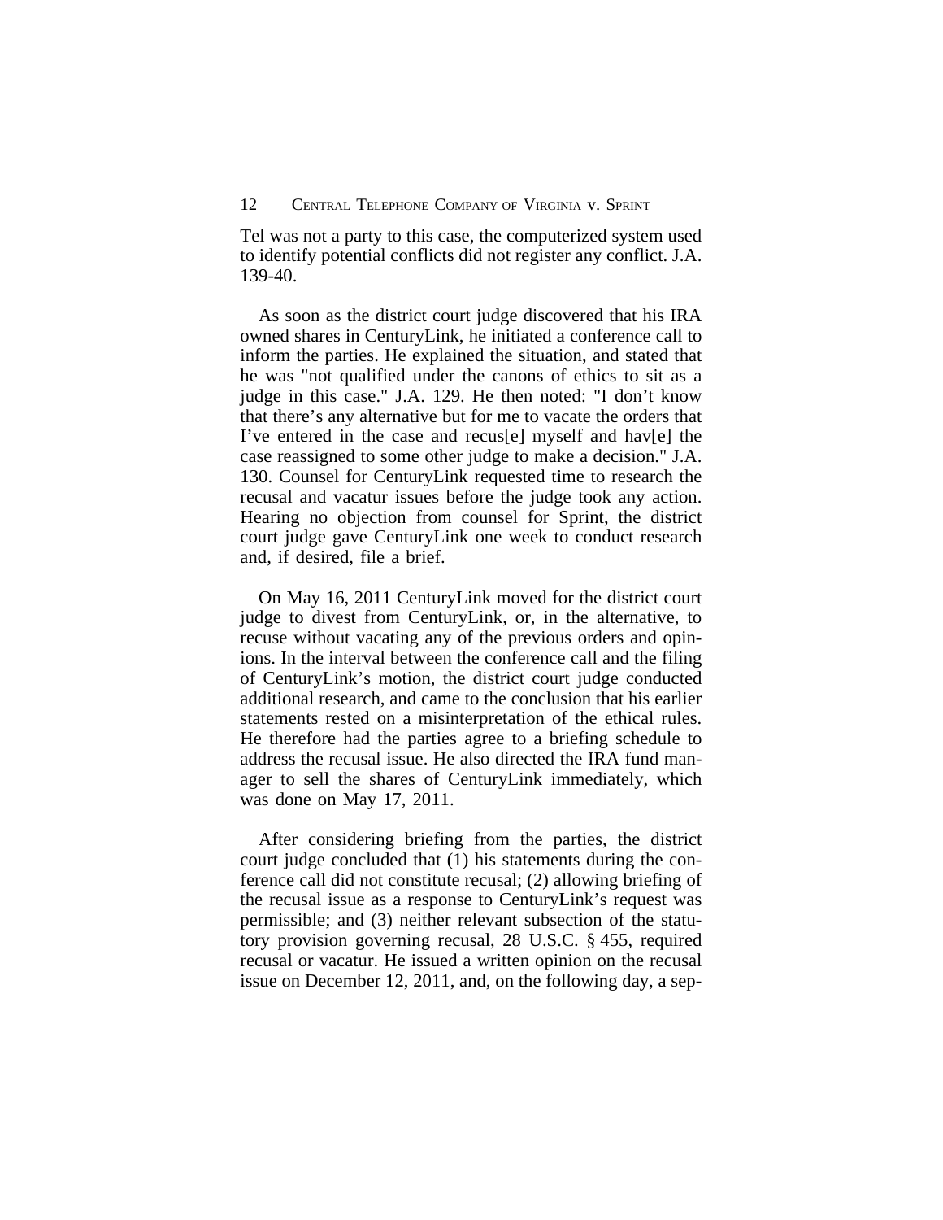Tel was not a party to this case, the computerized system used to identify potential conflicts did not register any conflict. J.A. 139-40.

As soon as the district court judge discovered that his IRA owned shares in CenturyLink, he initiated a conference call to inform the parties. He explained the situation, and stated that he was "not qualified under the canons of ethics to sit as a judge in this case." J.A. 129. He then noted: "I don't know that there's any alternative but for me to vacate the orders that I've entered in the case and recus[e] myself and hav[e] the case reassigned to some other judge to make a decision." J.A. 130. Counsel for CenturyLink requested time to research the recusal and vacatur issues before the judge took any action. Hearing no objection from counsel for Sprint, the district court judge gave CenturyLink one week to conduct research and, if desired, file a brief.

On May 16, 2011 CenturyLink moved for the district court judge to divest from CenturyLink, or, in the alternative, to recuse without vacating any of the previous orders and opinions. In the interval between the conference call and the filing of CenturyLink's motion, the district court judge conducted additional research, and came to the conclusion that his earlier statements rested on a misinterpretation of the ethical rules. He therefore had the parties agree to a briefing schedule to address the recusal issue. He also directed the IRA fund manager to sell the shares of CenturyLink immediately, which was done on May 17, 2011.

After considering briefing from the parties, the district court judge concluded that (1) his statements during the conference call did not constitute recusal; (2) allowing briefing of the recusal issue as a response to CenturyLink's request was permissible; and (3) neither relevant subsection of the statutory provision governing recusal, 28 U.S.C. § 455, required recusal or vacatur. He issued a written opinion on the recusal issue on December 12, 2011, and, on the following day, a sep-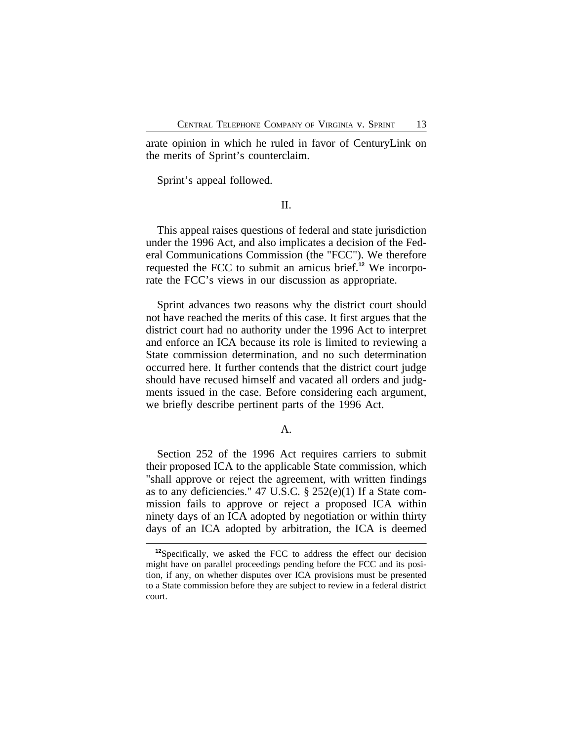arate opinion in which he ruled in favor of CenturyLink on the merits of Sprint's counterclaim.

Sprint's appeal followed.

## II.

This appeal raises questions of federal and state jurisdiction under the 1996 Act, and also implicates a decision of the Federal Communications Commission (the "FCC"). We therefore requested the FCC to submit an amicus brief.[12] We incorporate the FCC's views in our discussion as appropriate.

Sprint advances two reasons why the district court should not have reached the merits of this case. It first argues that the district court had no authority under the 1996 Act to interpret and enforce an ICA because its role is limited to reviewing a State commission determination, and no such determination occurred here. It further contends that the district court judge should have recused himself and vacated all orders and judgments issued in the case. Before considering each argument, we briefly describe pertinent parts of the 1996 Act.

### A.

Section 252 of the 1996 Act requires carriers to submit their proposed ICA to the applicable State commission, which "shall approve or reject the agreement, with written findings as to any deficiencies." 47 U.S.C. § 252(e)(1) If a State commission fails to approve or reject a proposed ICA within ninety days of an ICA adopted by negotiation or within thirty days of an ICA adopted by arbitration, the ICA is deemed

---

[12]Specifically, we asked the FCC to address the effect our decision might have on parallel proceedings pending before the FCC and its position, if any, on whether disputes over ICA provisions must be presented to a State commission before they are subject to review in a federal district court.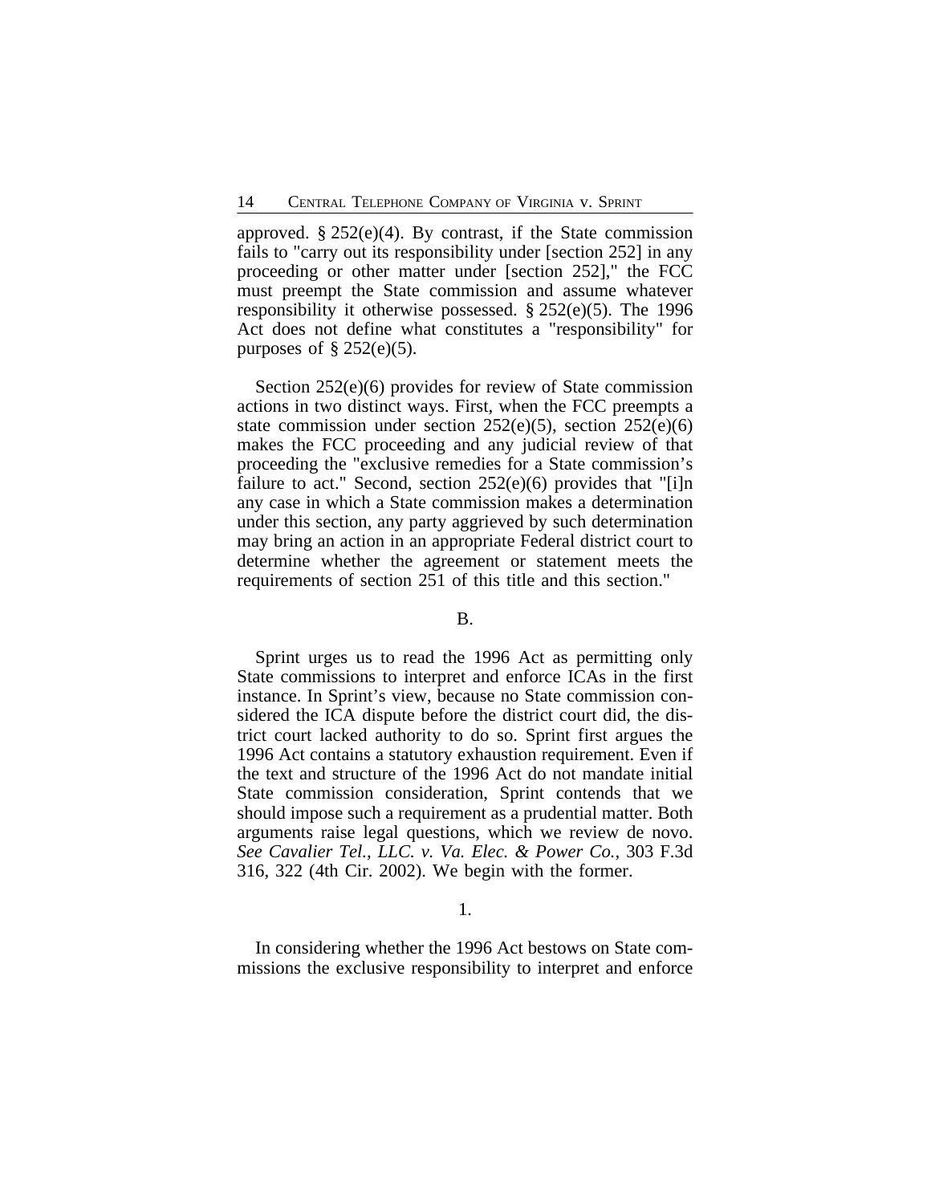approved. § 252(e)(4). By contrast, if the State commission fails to "carry out its responsibility under [section 252] in any proceeding or other matter under [section 252]," the FCC must preempt the State commission and assume whatever responsibility it otherwise possessed. § 252(e)(5). The 1996 Act does not define what constitutes a "responsibility" for purposes of § 252(e)(5).

Section 252(e)(6) provides for review of State commission actions in two distinct ways. First, when the FCC preempts a state commission under section 252(e)(5), section 252(e)(6) makes the FCC proceeding and any judicial review of that proceeding the "exclusive remedies for a State commission's failure to act." Second, section 252(e)(6) provides that "[i]n any case in which a State commission makes a determination under this section, any party aggrieved by such determination may bring an action in an appropriate Federal district court to determine whether the agreement or statement meets the requirements of section 251 of this title and this section."

B.

Sprint urges us to read the 1996 Act as permitting only State commissions to interpret and enforce ICAs in the first instance. In Sprint's view, because no State commission considered the ICA dispute before the district court did, the district court lacked authority to do so. Sprint first argues the 1996 Act contains a statutory exhaustion requirement. Even if the text and structure of the 1996 Act do not mandate initial State commission consideration, Sprint contends that we should impose such a requirement as a prudential matter. Both arguments raise legal questions, which we review de novo. *See Cavalier Tel., LLC. v. Va. Elec. & Power Co.*, 303 F.3d 316, 322 (4th Cir. 2002). We begin with the former.

1.

In considering whether the 1996 Act bestows on State commissions the exclusive responsibility to interpret and enforce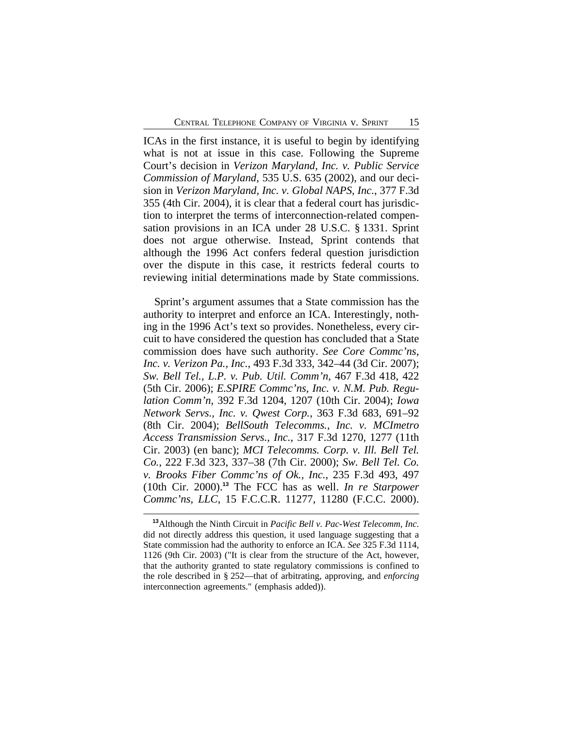ICAs in the first instance, it is useful to begin by identifying what is not at issue in this case. Following the Supreme Court's decision in *Verizon Maryland, Inc. v. Public Service Commission of Maryland*, 535 U.S. 635 (2002), and our decision in *Verizon Maryland, Inc. v. Global NAPS, Inc.*, 377 F.3d 355 (4th Cir. 2004), it is clear that a federal court has jurisdiction to interpret the terms of interconnection-related compensation provisions in an ICA under 28 U.S.C. § 1331. Sprint does not argue otherwise. Instead, Sprint contends that although the 1996 Act confers federal question jurisdiction over the dispute in this case, it restricts federal courts to reviewing initial determinations made by State commissions.

Sprint's argument assumes that a State commission has the authority to interpret and enforce an ICA. Interestingly, nothing in the 1996 Act's text so provides. Nonetheless, every circuit to have considered the question has concluded that a State commission does have such authority. *See Core Commc'ns, Inc. v. Verizon Pa., Inc.*, 493 F.3d 333, 342–44 (3d Cir. 2007); *Sw. Bell Tel., L.P. v. Pub. Util. Comm'n*, 467 F.3d 418, 422 (5th Cir. 2006); *E.SPIRE Commc'ns, Inc. v. N.M. Pub. Regulation Comm'n*, 392 F.3d 1204, 1207 (10th Cir. 2004); *Iowa Network Servs., Inc. v. Qwest Corp.*, 363 F.3d 683, 691–92 (8th Cir. 2004); *BellSouth Telecomms., Inc. v. MCImetro Access Transmission Servs., Inc.*, 317 F.3d 1270, 1277 (11th Cir. 2003) (en banc); *MCI Telecomms. Corp. v. Ill. Bell Tel. Co.*, 222 F.3d 323, 337–38 (7th Cir. 2000); *Sw. Bell Tel. Co. v. Brooks Fiber Commc'ns of Ok., Inc.*, 235 F.3d 493, 497 (10th Cir. 2000).[13] The FCC has as well. *In re Starpower Commc'ns, LLC*, 15 F.C.C.R. 11277, 11280 (F.C.C. 2000).

[13]Although the Ninth Circuit in *Pacific Bell v. Pac-West Telecomm, Inc.* did not directly address this question, it used language suggesting that a State commission had the authority to enforce an ICA. *See* 325 F.3d 1114, 1126 (9th Cir. 2003) ("It is clear from the structure of the Act, however, that the authority granted to state regulatory commissions is confined to the role described in § 252—that of arbitrating, approving, and *enforcing* interconnection agreements." (emphasis added)).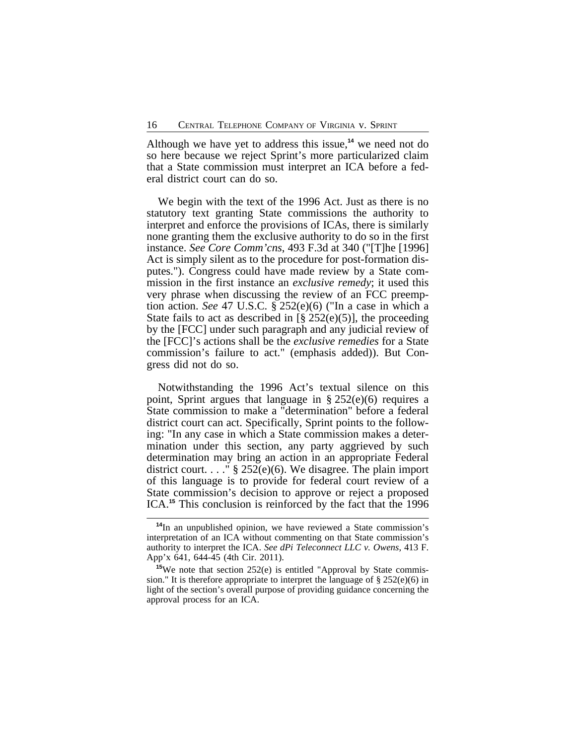Although we have yet to address this issue,[14] we need not do so here because we reject Sprint's more particularized claim that a State commission must interpret an ICA before a federal district court can do so.

We begin with the text of the 1996 Act. Just as there is no statutory text granting State commissions the authority to interpret and enforce the provisions of ICAs, there is similarly none granting them the exclusive authority to do so in the first instance. *See Core Comm'cns*, 493 F.3d at 340 ("[T]he [1996] Act is simply silent as to the procedure for post-formation disputes."). Congress could have made review by a State commission in the first instance an *exclusive remedy*; it used this very phrase when discussing the review of an FCC preemption action. *See* 47 U.S.C. § 252(e)(6) ("In a case in which a State fails to act as described in [§ 252(e)(5)], the proceeding by the [FCC] under such paragraph and any judicial review of the [FCC]'s actions shall be the *exclusive remedies* for a State commission's failure to act." (emphasis added)). But Congress did not do so.

Notwithstanding the 1996 Act's textual silence on this point, Sprint argues that language in § 252(e)(6) requires a State commission to make a "determination" before a federal district court can act. Specifically, Sprint points to the following: "In any case in which a State commission makes a determination under this section, any party aggrieved by such determination may bring an action in an appropriate Federal district court. . . ." § 252(e)(6). We disagree. The plain import of this language is to provide for federal court review of a State commission's decision to approve or reject a proposed ICA.[15] This conclusion is reinforced by the fact that the 1996

[14] In an unpublished opinion, we have reviewed a State commission's interpretation of an ICA without commenting on that State commission's authority to interpret the ICA. *See dPi Teleconnect LLC v. Owens*, 413 F. App'x 641, 644-45 (4th Cir. 2011).

[15] We note that section 252(e) is entitled "Approval by State commission." It is therefore appropriate to interpret the language of § 252(e)(6) in light of the section's overall purpose of providing guidance concerning the approval process for an ICA.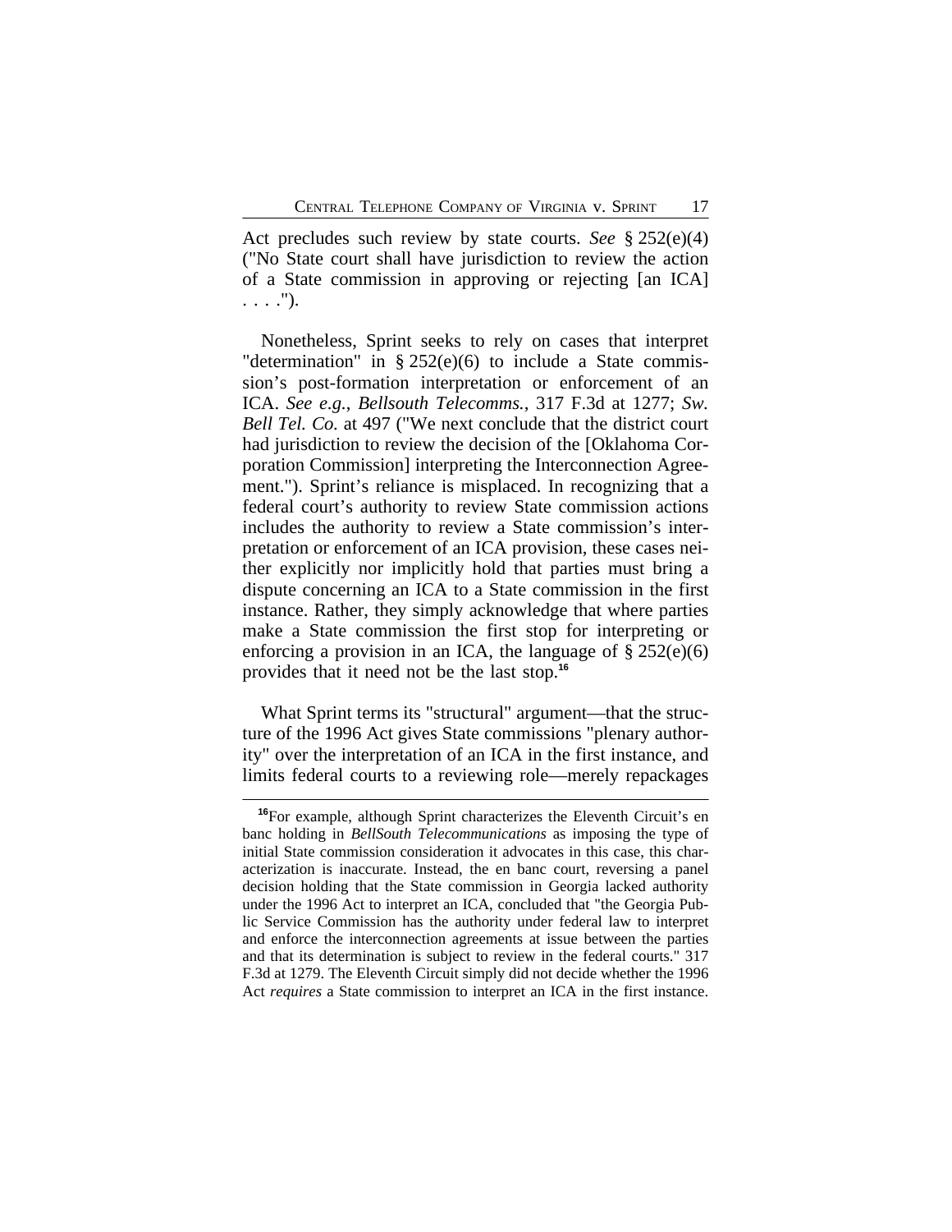Act precludes such review by state courts. *See* § 252(e)(4) ("No State court shall have jurisdiction to review the action of a State commission in approving or rejecting [an ICA] . . . .").

Nonetheless, Sprint seeks to rely on cases that interpret "determination" in § 252(e)(6) to include a State commission's post-formation interpretation or enforcement of an ICA. *See e.g.*, *Bellsouth Telecomms.*, 317 F.3d at 1277; *Sw. Bell Tel. Co.* at 497 ("We next conclude that the district court had jurisdiction to review the decision of the [Oklahoma Corporation Commission] interpreting the Interconnection Agreement."). Sprint's reliance is misplaced. In recognizing that a federal court's authority to review State commission actions includes the authority to review a State commission's interpretation or enforcement of an ICA provision, these cases neither explicitly nor implicitly hold that parties must bring a dispute concerning an ICA to a State commission in the first instance. Rather, they simply acknowledge that where parties make a State commission the first stop for interpreting or enforcing a provision in an ICA, the language of § 252(e)(6) provides that it need not be the last stop.[16]

What Sprint terms its "structural" argument—that the structure of the 1996 Act gives State commissions "plenary authority" over the interpretation of an ICA in the first instance, and limits federal courts to a reviewing role—merely repackages

---

[16] For example, although Sprint characterizes the Eleventh Circuit's en banc holding in *BellSouth Telecommunications* as imposing the type of initial State commission consideration it advocates in this case, this characterization is inaccurate. Instead, the en banc court, reversing a panel decision holding that the State commission in Georgia lacked authority under the 1996 Act to interpret an ICA, concluded that "the Georgia Public Service Commission has the authority under federal law to interpret and enforce the interconnection agreements at issue between the parties and that its determination is subject to review in the federal courts." 317 F.3d at 1279. The Eleventh Circuit simply did not decide whether the 1996 Act *requires* a State commission to interpret an ICA in the first instance.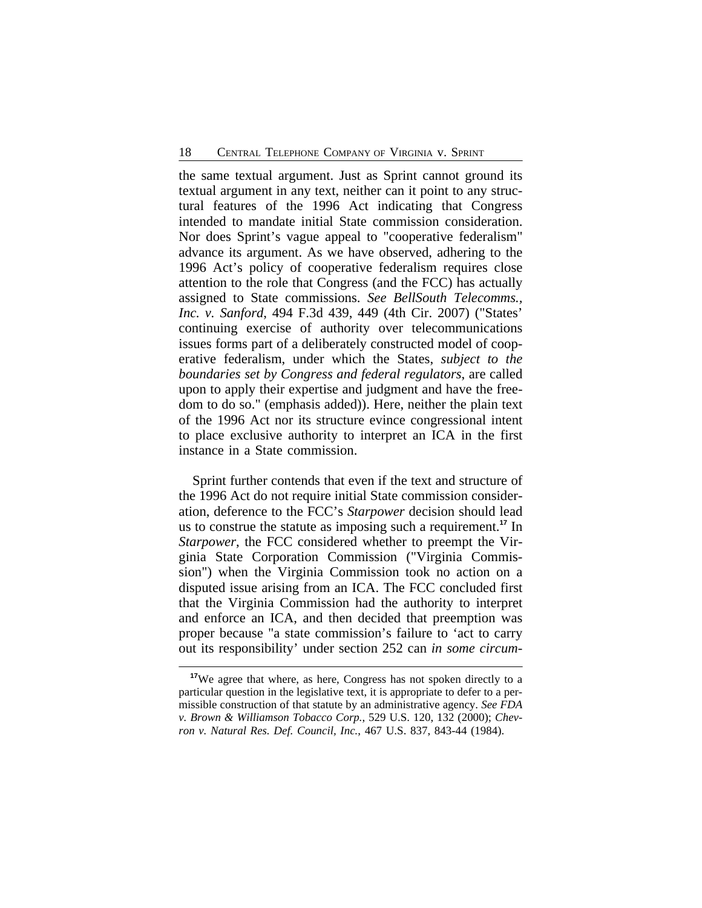the same textual argument. Just as Sprint cannot ground its textual argument in any text, neither can it point to any structural features of the 1996 Act indicating that Congress intended to mandate initial State commission consideration. Nor does Sprint's vague appeal to "cooperative federalism" advance its argument. As we have observed, adhering to the 1996 Act's policy of cooperative federalism requires close attention to the role that Congress (and the FCC) has actually assigned to State commissions. *See BellSouth Telecomms., Inc. v. Sanford*, 494 F.3d 439, 449 (4th Cir. 2007) ("States' continuing exercise of authority over telecommunications issues forms part of a deliberately constructed model of cooperative federalism, under which the States, *subject to the boundaries set by Congress and federal regulators*, are called upon to apply their expertise and judgment and have the freedom to do so." (emphasis added)). Here, neither the plain text of the 1996 Act nor its structure evince congressional intent to place exclusive authority to interpret an ICA in the first instance in a State commission.

Sprint further contends that even if the text and structure of the 1996 Act do not require initial State commission consideration, deference to the FCC's *Starpower* decision should lead us to construe the statute as imposing such a requirement.[17] In *Starpower*, the FCC considered whether to preempt the Virginia State Corporation Commission ("Virginia Commission") when the Virginia Commission took no action on a disputed issue arising from an ICA. The FCC concluded first that the Virginia Commission had the authority to interpret and enforce an ICA, and then decided that preemption was proper because "a state commission's failure to 'act to carry out its responsibility' under section 252 can *in some circum-*

[17] We agree that where, as here, Congress has not spoken directly to a particular question in the legislative text, it is appropriate to defer to a permissible construction of that statute by an administrative agency. *See FDA v. Brown & Williamson Tobacco Corp.*, 529 U.S. 120, 132 (2000); *Chevron v. Natural Res. Def. Council, Inc.*, 467 U.S. 837, 843-44 (1984).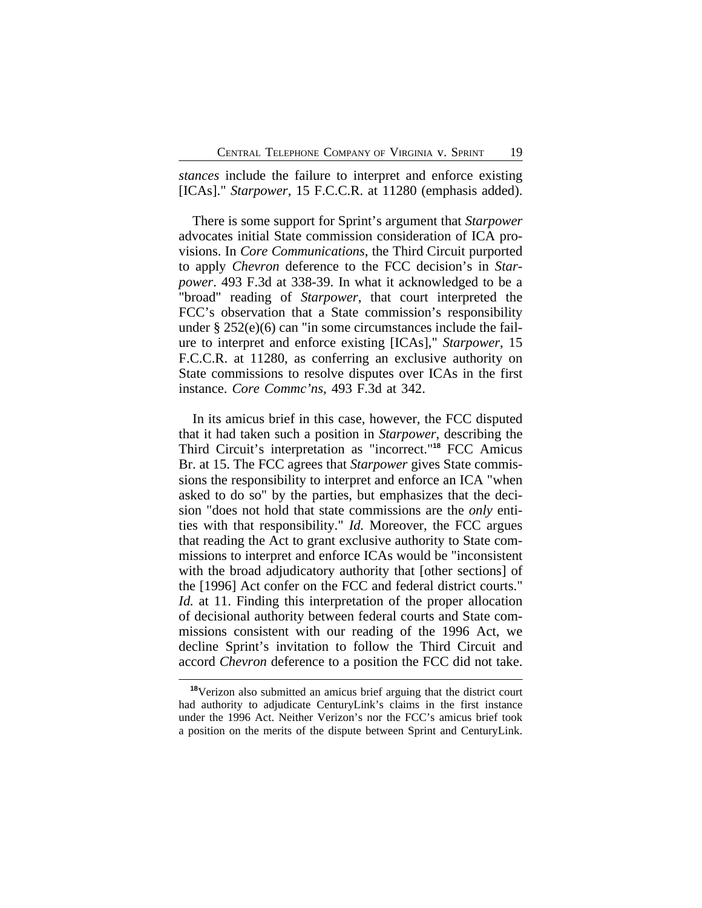*stances* include the failure to interpret and enforce existing [ICAs]." *Starpower*, 15 F.C.C.R. at 11280 (emphasis added).

There is some support for Sprint's argument that *Starpower* advocates initial State commission consideration of ICA provisions. In *Core Communications*, the Third Circuit purported to apply *Chevron* deference to the FCC decision's in *Starpower*. 493 F.3d at 338-39. In what it acknowledged to be a "broad" reading of *Starpower*, that court interpreted the FCC's observation that a State commission's responsibility under § 252(e)(6) can "in some circumstances include the failure to interpret and enforce existing [ICAs]," *Starpower*, 15 F.C.C.R. at 11280, as conferring an exclusive authority on State commissions to resolve disputes over ICAs in the first instance. *Core Commc'ns*, 493 F.3d at 342.

In its amicus brief in this case, however, the FCC disputed that it had taken such a position in *Starpower*, describing the Third Circuit's interpretation as "incorrect."[18] FCC Amicus Br. at 15. The FCC agrees that *Starpower* gives State commissions the responsibility to interpret and enforce an ICA "when asked to do so" by the parties, but emphasizes that the decision "does not hold that state commissions are the *only* entities with that responsibility." *Id.* Moreover, the FCC argues that reading the Act to grant exclusive authority to State commissions to interpret and enforce ICAs would be "inconsistent with the broad adjudicatory authority that [other sections] of the [1996] Act confer on the FCC and federal district courts." *Id.* at 11. Finding this interpretation of the proper allocation of decisional authority between federal courts and State commissions consistent with our reading of the 1996 Act, we decline Sprint's invitation to follow the Third Circuit and accord *Chevron* deference to a position the FCC did not take.

[18] Verizon also submitted an amicus brief arguing that the district court had authority to adjudicate CenturyLink's claims in the first instance under the 1996 Act. Neither Verizon's nor the FCC's amicus brief took a position on the merits of the dispute between Sprint and CenturyLink.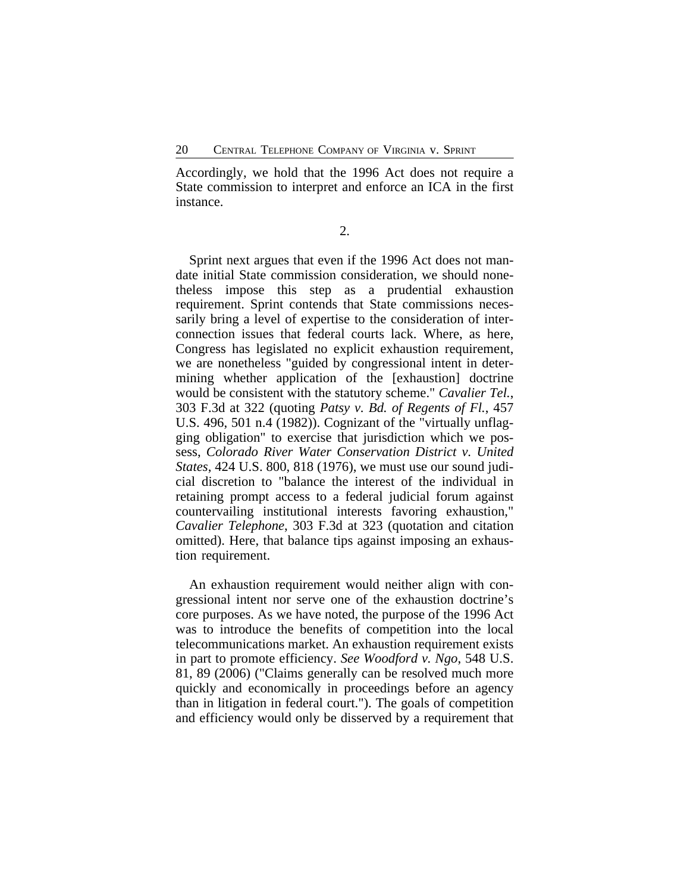Accordingly, we hold that the 1996 Act does not require a State commission to interpret and enforce an ICA in the first instance.

2.

Sprint next argues that even if the 1996 Act does not mandate initial State commission consideration, we should nonetheless impose this step as a prudential exhaustion requirement. Sprint contends that State commissions necessarily bring a level of expertise to the consideration of interconnection issues that federal courts lack. Where, as here, Congress has legislated no explicit exhaustion requirement, we are nonetheless "guided by congressional intent in determining whether application of the [exhaustion] doctrine would be consistent with the statutory scheme." *Cavalier Tel.*, 303 F.3d at 322 (quoting *Patsy v. Bd. of Regents of Fl.*, 457 U.S. 496, 501 n.4 (1982)). Cognizant of the "virtually unflagging obligation" to exercise that jurisdiction which we possess, *Colorado River Water Conservation District v. United States*, 424 U.S. 800, 818 (1976), we must use our sound judicial discretion to "balance the interest of the individual in retaining prompt access to a federal judicial forum against countervailing institutional interests favoring exhaustion," *Cavalier Telephone*, 303 F.3d at 323 (quotation and citation omitted). Here, that balance tips against imposing an exhaustion requirement.

An exhaustion requirement would neither align with congressional intent nor serve one of the exhaustion doctrine's core purposes. As we have noted, the purpose of the 1996 Act was to introduce the benefits of competition into the local telecommunications market. An exhaustion requirement exists in part to promote efficiency. *See Woodford v. Ngo*, 548 U.S. 81, 89 (2006) ("Claims generally can be resolved much more quickly and economically in proceedings before an agency than in litigation in federal court."). The goals of competition and efficiency would only be disserved by a requirement that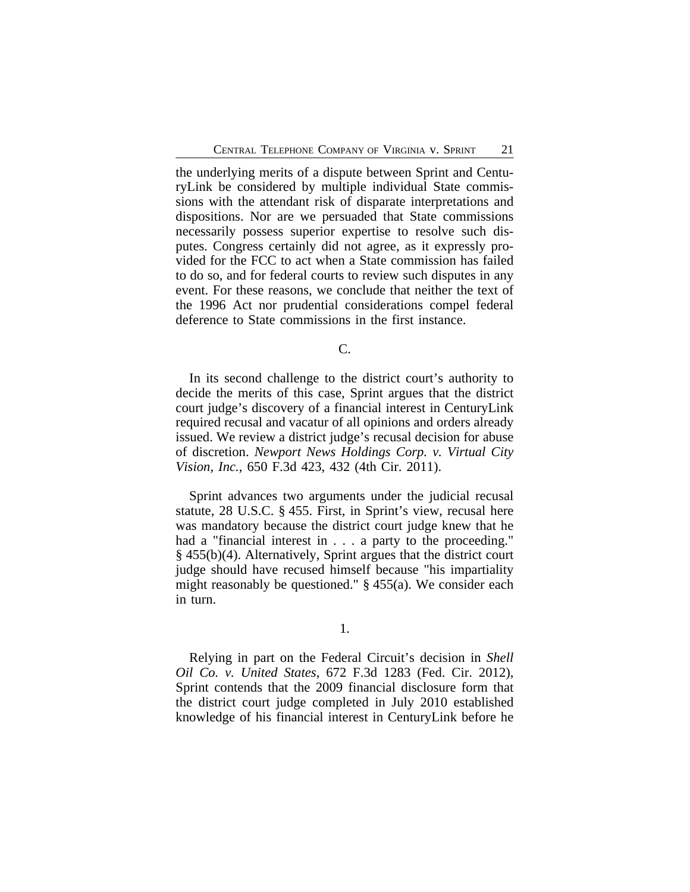the underlying merits of a dispute between Sprint and CenturyLink be considered by multiple individual State commissions with the attendant risk of disparate interpretations and dispositions. Nor are we persuaded that State commissions necessarily possess superior expertise to resolve such disputes. Congress certainly did not agree, as it expressly provided for the FCC to act when a State commission has failed to do so, and for federal courts to review such disputes in any event. For these reasons, we conclude that neither the text of the 1996 Act nor prudential considerations compel federal deference to State commissions in the first instance.

C.

In its second challenge to the district court's authority to decide the merits of this case, Sprint argues that the district court judge's discovery of a financial interest in CenturyLink required recusal and vacatur of all opinions and orders already issued. We review a district judge's recusal decision for abuse of discretion. *Newport News Holdings Corp. v. Virtual City Vision, Inc.*, 650 F.3d 423, 432 (4th Cir. 2011).

Sprint advances two arguments under the judicial recusal statute, 28 U.S.C. § 455. First, in Sprint's view, recusal here was mandatory because the district court judge knew that he had a "financial interest in . . . a party to the proceeding." § 455(b)(4). Alternatively, Sprint argues that the district court judge should have recused himself because "his impartiality might reasonably be questioned." § 455(a). We consider each in turn.

1.

Relying in part on the Federal Circuit's decision in *Shell Oil Co. v. United States*, 672 F.3d 1283 (Fed. Cir. 2012), Sprint contends that the 2009 financial disclosure form that the district court judge completed in July 2010 established knowledge of his financial interest in CenturyLink before he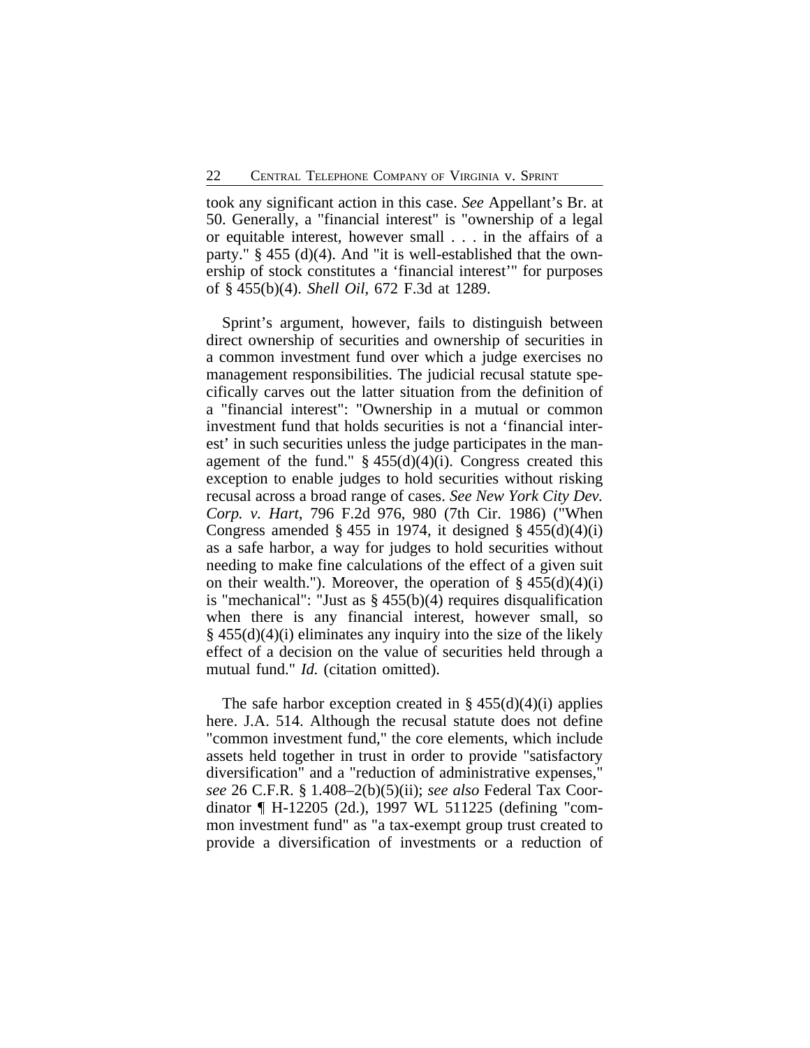took any significant action in this case. *See* Appellant's Br. at 50. Generally, a "financial interest" is "ownership of a legal or equitable interest, however small . . . in the affairs of a party." § 455 (d)(4). And "it is well-established that the ownership of stock constitutes a 'financial interest'" for purposes of § 455(b)(4). *Shell Oil*, 672 F.3d at 1289.

Sprint's argument, however, fails to distinguish between direct ownership of securities and ownership of securities in a common investment fund over which a judge exercises no management responsibilities. The judicial recusal statute specifically carves out the latter situation from the definition of a "financial interest": "Ownership in a mutual or common investment fund that holds securities is not a 'financial interest' in such securities unless the judge participates in the management of the fund." § 455(d)(4)(i). Congress created this exception to enable judges to hold securities without risking recusal across a broad range of cases. *See New York City Dev. Corp. v. Hart*, 796 F.2d 976, 980 (7th Cir. 1986) ("When Congress amended § 455 in 1974, it designed § 455(d)(4)(i) as a safe harbor, a way for judges to hold securities without needing to make fine calculations of the effect of a given suit on their wealth."). Moreover, the operation of § 455(d)(4)(i) is "mechanical": "Just as § 455(b)(4) requires disqualification when there is any financial interest, however small, so § 455(d)(4)(i) eliminates any inquiry into the size of the likely effect of a decision on the value of securities held through a mutual fund." *Id.* (citation omitted).

The safe harbor exception created in § 455(d)(4)(i) applies here. J.A. 514. Although the recusal statute does not define "common investment fund," the core elements, which include assets held together in trust in order to provide "satisfactory diversification" and a "reduction of administrative expenses," *see* 26 C.F.R. § 1.408–2(b)(5)(ii); *see also* Federal Tax Coordinator ¶ H-12205 (2d.), 1997 WL 511225 (defining "common investment fund" as "a tax-exempt group trust created to provide a diversification of investments or a reduction of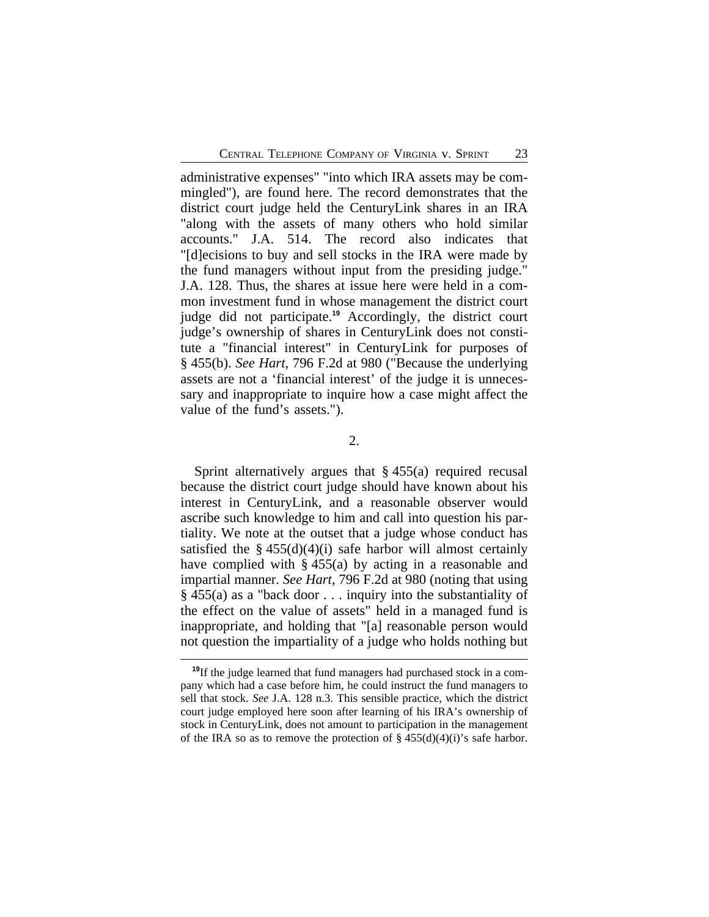administrative expenses" "into which IRA assets may be commingled"), are found here. The record demonstrates that the district court judge held the CenturyLink shares in an IRA "along with the assets of many others who hold similar accounts." J.A. 514. The record also indicates that "[d]ecisions to buy and sell stocks in the IRA were made by the fund managers without input from the presiding judge." J.A. 128. Thus, the shares at issue here were held in a common investment fund in whose management the district court judge did not participate.[19] Accordingly, the district court judge's ownership of shares in CenturyLink does not constitute a "financial interest" in CenturyLink for purposes of § 455(b). *See Hart*, 796 F.2d at 980 ("Because the underlying assets are not a 'financial interest' of the judge it is unnecessary and inappropriate to inquire how a case might affect the value of the fund's assets.").

2.

Sprint alternatively argues that § 455(a) required recusal because the district court judge should have known about his interest in CenturyLink, and a reasonable observer would ascribe such knowledge to him and call into question his partiality. We note at the outset that a judge whose conduct has satisfied the § 455(d)(4)(i) safe harbor will almost certainly have complied with § 455(a) by acting in a reasonable and impartial manner. *See Hart*, 796 F.2d at 980 (noting that using § 455(a) as a "back door . . . inquiry into the substantiality of the effect on the value of assets" held in a managed fund is inappropriate, and holding that "[a] reasonable person would not question the impartiality of a judge who holds nothing but

---

[19]If the judge learned that fund managers had purchased stock in a company which had a case before him, he could instruct the fund managers to sell that stock. *See* J.A. 128 n.3. This sensible practice, which the district court judge employed here soon after learning of his IRA's ownership of stock in CenturyLink, does not amount to participation in the management of the IRA so as to remove the protection of § 455(d)(4)(i)'s safe harbor.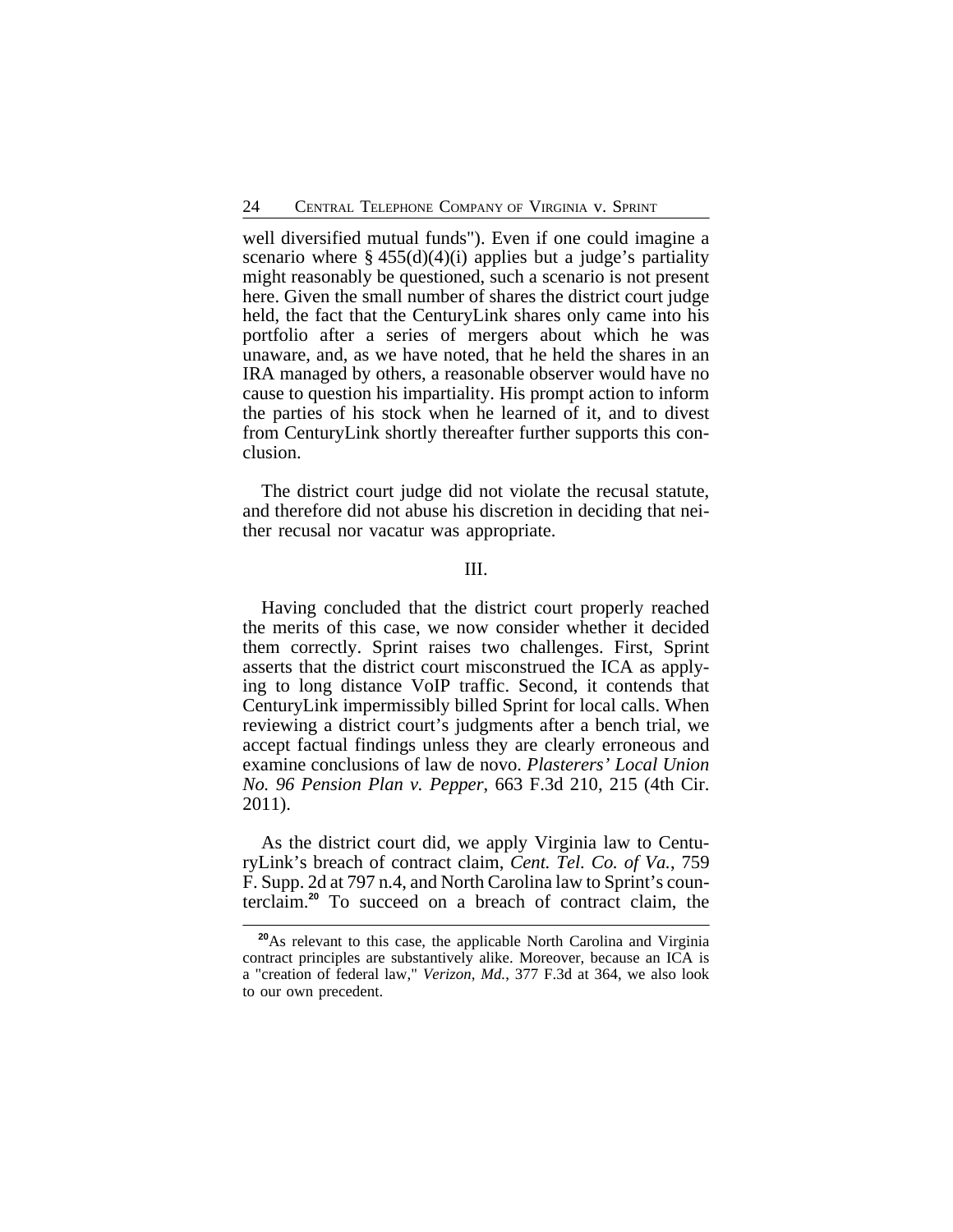well diversified mutual funds"). Even if one could imagine a scenario where § 455(d)(4)(i) applies but a judge's partiality might reasonably be questioned, such a scenario is not present here. Given the small number of shares the district court judge held, the fact that the CenturyLink shares only came into his portfolio after a series of mergers about which he was unaware, and, as we have noted, that he held the shares in an IRA managed by others, a reasonable observer would have no cause to question his impartiality. His prompt action to inform the parties of his stock when he learned of it, and to divest from CenturyLink shortly thereafter further supports this conclusion.

The district court judge did not violate the recusal statute, and therefore did not abuse his discretion in deciding that neither recusal nor vacatur was appropriate.

## III.

Having concluded that the district court properly reached the merits of this case, we now consider whether it decided them correctly. Sprint raises two challenges. First, Sprint asserts that the district court misconstrued the ICA as applying to long distance VoIP traffic. Second, it contends that CenturyLink impermissibly billed Sprint for local calls. When reviewing a district court's judgments after a bench trial, we accept factual findings unless they are clearly erroneous and examine conclusions of law de novo. *Plasterers' Local Union No. 96 Pension Plan v. Pepper*, 663 F.3d 210, 215 (4th Cir. 2011).

As the district court did, we apply Virginia law to CenturyLink's breach of contract claim, *Cent. Tel. Co. of Va.*, 759 F. Supp. 2d at 797 n.4, and North Carolina law to Sprint's counterclaim.[20] To succeed on a breach of contract claim, the

---

[20]As relevant to this case, the applicable North Carolina and Virginia contract principles are substantively alike. Moreover, because an ICA is a "creation of federal law," *Verizon, Md.*, 377 F.3d at 364, we also look to our own precedent.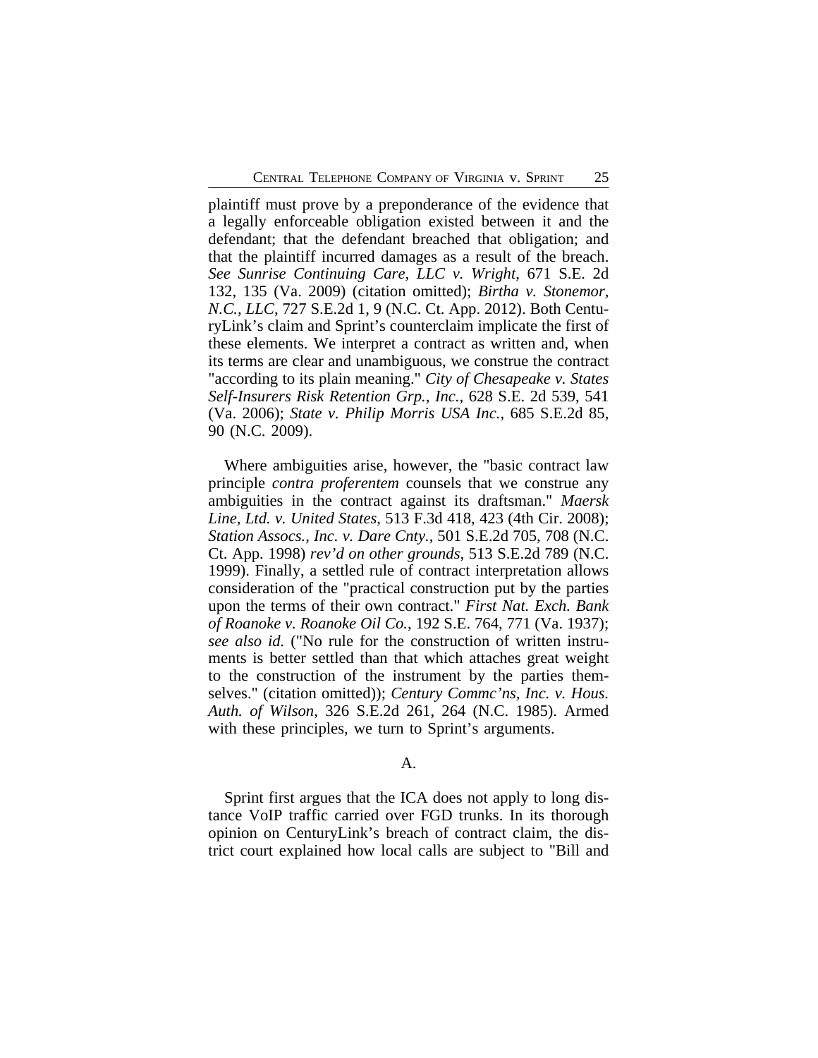plaintiff must prove by a preponderance of the evidence that a legally enforceable obligation existed between it and the defendant; that the defendant breached that obligation; and that the plaintiff incurred damages as a result of the breach. *See Sunrise Continuing Care, LLC v. Wright*, 671 S.E. 2d 132, 135 (Va. 2009) (citation omitted); *Birtha v. Stonemor, N.C., LLC*, 727 S.E.2d 1, 9 (N.C. Ct. App. 2012). Both CenturyLink's claim and Sprint's counterclaim implicate the first of these elements. We interpret a contract as written and, when its terms are clear and unambiguous, we construe the contract "according to its plain meaning." *City of Chesapeake v. States Self-Insurers Risk Retention Grp., Inc.*, 628 S.E. 2d 539, 541 (Va. 2006); *State v. Philip Morris USA Inc.*, 685 S.E.2d 85, 90 (N.C. 2009).

Where ambiguities arise, however, the "basic contract law principle *contra proferentem* counsels that we construe any ambiguities in the contract against its draftsman." *Maersk Line, Ltd. v. United States*, 513 F.3d 418, 423 (4th Cir. 2008); *Station Assocs., Inc. v. Dare Cnty.*, 501 S.E.2d 705, 708 (N.C. Ct. App. 1998) *rev'd on other grounds*, 513 S.E.2d 789 (N.C. 1999). Finally, a settled rule of contract interpretation allows consideration of the "practical construction put by the parties upon the terms of their own contract." *First Nat. Exch. Bank of Roanoke v. Roanoke Oil Co.*, 192 S.E. 764, 771 (Va. 1937); *see also id.* ("No rule for the construction of written instruments is better settled than that which attaches great weight to the construction of the instrument by the parties themselves." (citation omitted)); *Century Commc'ns, Inc. v. Hous. Auth. of Wilson*, 326 S.E.2d 261, 264 (N.C. 1985). Armed with these principles, we turn to Sprint's arguments.

## A.

Sprint first argues that the ICA does not apply to long distance VoIP traffic carried over FGD trunks. In its thorough opinion on CenturyLink's breach of contract claim, the district court explained how local calls are subject to "Bill and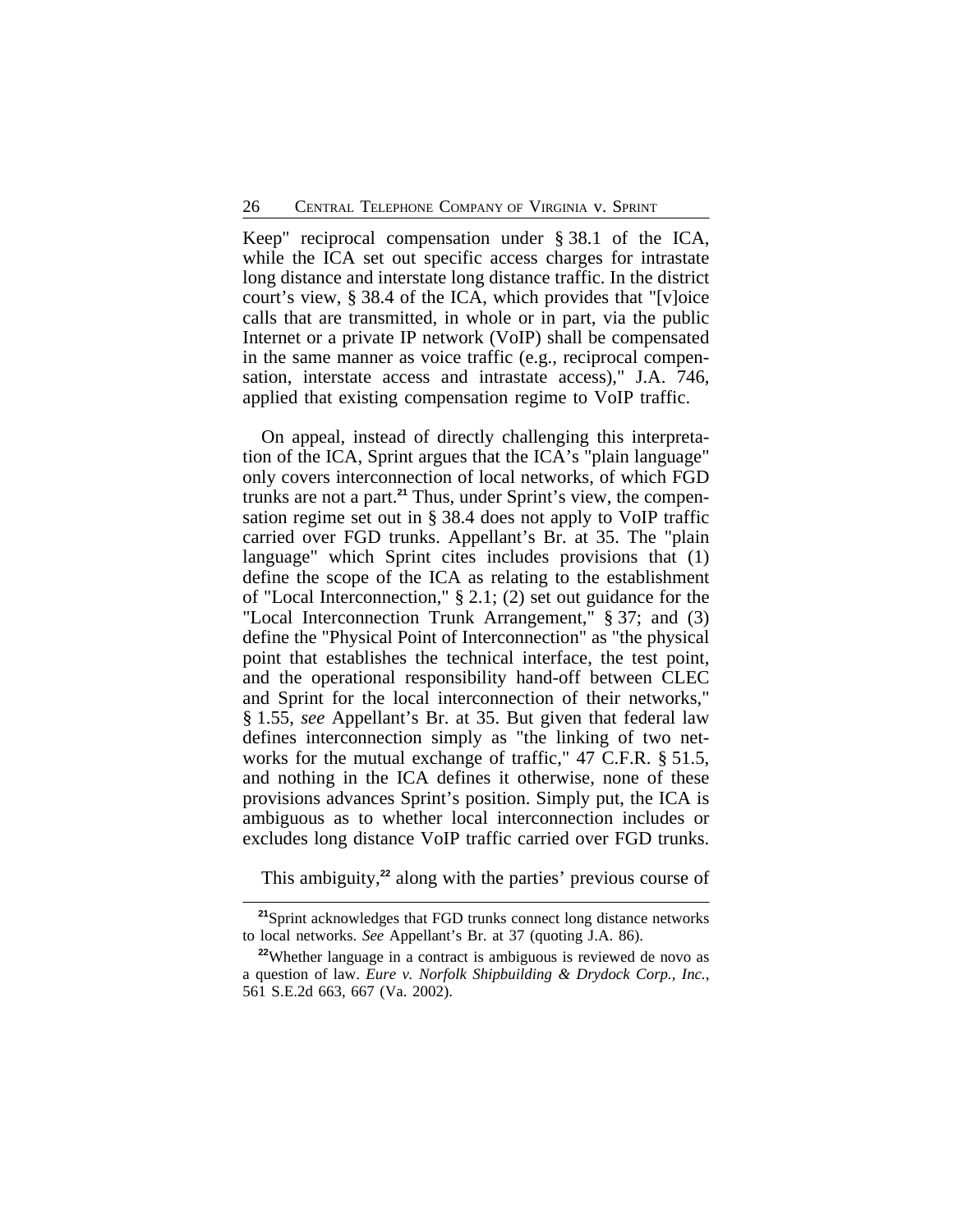Keep" reciprocal compensation under § 38.1 of the ICA, while the ICA set out specific access charges for intrastate long distance and interstate long distance traffic. In the district court's view, § 38.4 of the ICA, which provides that "[v]oice calls that are transmitted, in whole or in part, via the public Internet or a private IP network (VoIP) shall be compensated in the same manner as voice traffic (e.g., reciprocal compensation, interstate access and intrastate access)," J.A. 746, applied that existing compensation regime to VoIP traffic.

On appeal, instead of directly challenging this interpretation of the ICA, Sprint argues that the ICA's "plain language" only covers interconnection of local networks, of which FGD trunks are not a part.[21] Thus, under Sprint's view, the compensation regime set out in § 38.4 does not apply to VoIP traffic carried over FGD trunks. Appellant's Br. at 35. The "plain language" which Sprint cites includes provisions that (1) define the scope of the ICA as relating to the establishment of "Local Interconnection," § 2.1; (2) set out guidance for the "Local Interconnection Trunk Arrangement," § 37; and (3) define the "Physical Point of Interconnection" as "the physical point that establishes the technical interface, the test point, and the operational responsibility hand-off between CLEC and Sprint for the local interconnection of their networks," § 1.55, *see* Appellant's Br. at 35. But given that federal law defines interconnection simply as "the linking of two networks for the mutual exchange of traffic," 47 C.F.R. § 51.5, and nothing in the ICA defines it otherwise, none of these provisions advances Sprint's position. Simply put, the ICA is ambiguous as to whether local interconnection includes or excludes long distance VoIP traffic carried over FGD trunks.

This ambiguity,[22] along with the parties' previous course of

[21]Sprint acknowledges that FGD trunks connect long distance networks to local networks. *See* Appellant's Br. at 37 (quoting J.A. 86).

[22]Whether language in a contract is ambiguous is reviewed de novo as a question of law. *Eure v. Norfolk Shipbuilding & Drydock Corp., Inc.*, 561 S.E.2d 663, 667 (Va. 2002).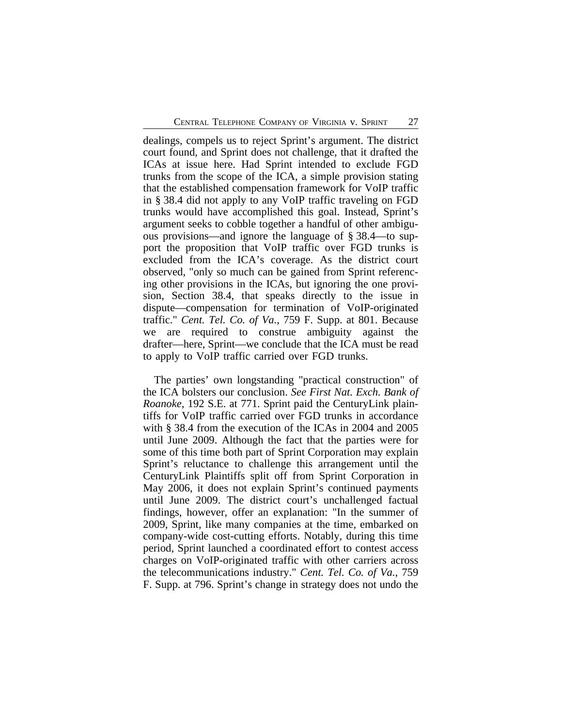dealings, compels us to reject Sprint's argument. The district court found, and Sprint does not challenge, that it drafted the ICAs at issue here. Had Sprint intended to exclude FGD trunks from the scope of the ICA, a simple provision stating that the established compensation framework for VoIP traffic in § 38.4 did not apply to any VoIP traffic traveling on FGD trunks would have accomplished this goal. Instead, Sprint's argument seeks to cobble together a handful of other ambiguous provisions—and ignore the language of § 38.4—to support the proposition that VoIP traffic over FGD trunks is excluded from the ICA's coverage. As the district court observed, "only so much can be gained from Sprint referencing other provisions in the ICAs, but ignoring the one provision, Section 38.4, that speaks directly to the issue in dispute—compensation for termination of VoIP-originated traffic." *Cent. Tel. Co. of Va.*, 759 F. Supp. at 801. Because we are required to construe ambiguity against the drafter—here, Sprint—we conclude that the ICA must be read to apply to VoIP traffic carried over FGD trunks.

The parties' own longstanding "practical construction" of the ICA bolsters our conclusion. *See First Nat. Exch. Bank of Roanoke*, 192 S.E. at 771. Sprint paid the CenturyLink plaintiffs for VoIP traffic carried over FGD trunks in accordance with § 38.4 from the execution of the ICAs in 2004 and 2005 until June 2009. Although the fact that the parties were for some of this time both part of Sprint Corporation may explain Sprint's reluctance to challenge this arrangement until the CenturyLink Plaintiffs split off from Sprint Corporation in May 2006, it does not explain Sprint's continued payments until June 2009. The district court's unchallenged factual findings, however, offer an explanation: "In the summer of 2009, Sprint, like many companies at the time, embarked on company-wide cost-cutting efforts. Notably, during this time period, Sprint launched a coordinated effort to contest access charges on VoIP-originated traffic with other carriers across the telecommunications industry." *Cent. Tel. Co. of Va.*, 759 F. Supp. at 796. Sprint's change in strategy does not undo the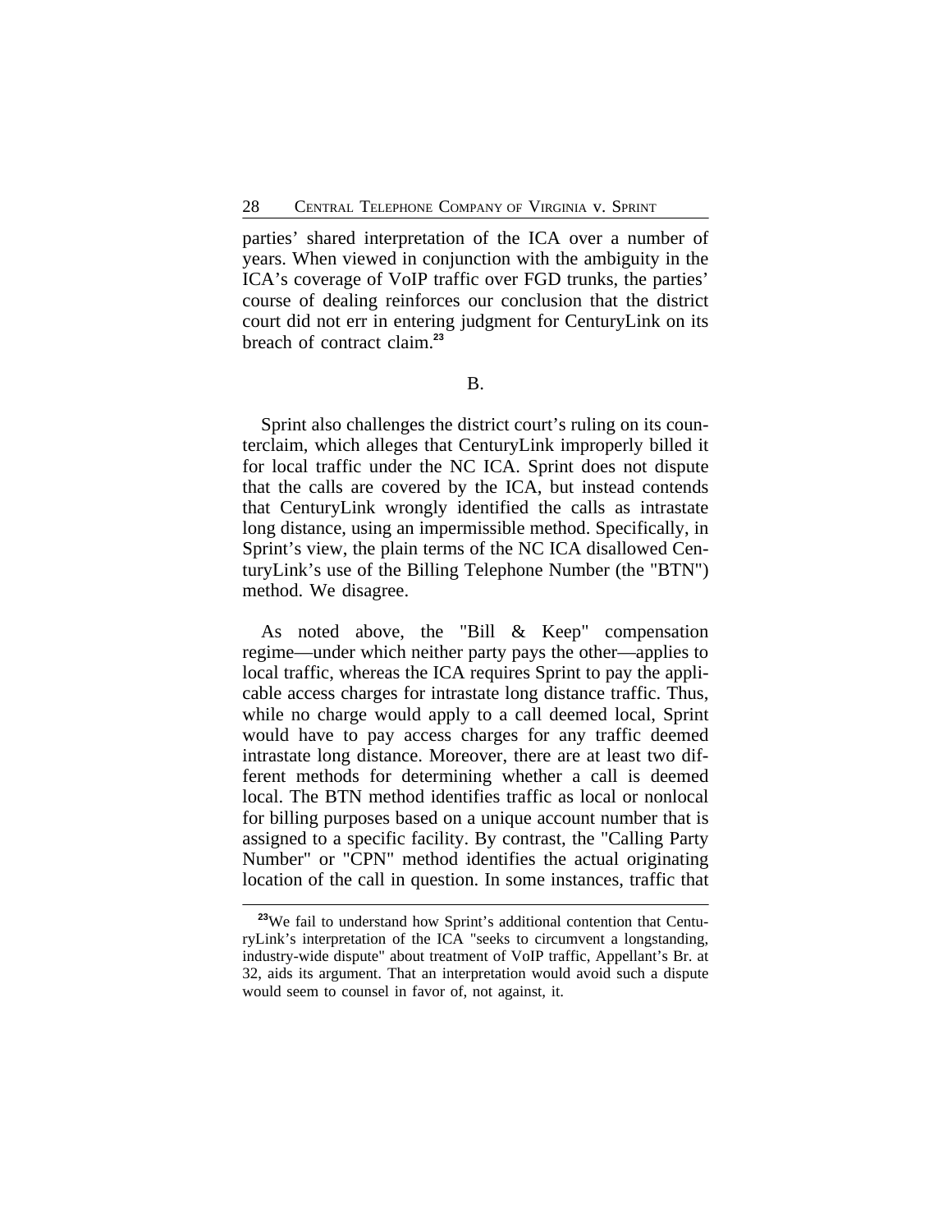parties' shared interpretation of the ICA over a number of years. When viewed in conjunction with the ambiguity in the ICA's coverage of VoIP traffic over FGD trunks, the parties' course of dealing reinforces our conclusion that the district court did not err in entering judgment for CenturyLink on its breach of contract claim.[23]

## B.

Sprint also challenges the district court's ruling on its counterclaim, which alleges that CenturyLink improperly billed it for local traffic under the NC ICA. Sprint does not dispute that the calls are covered by the ICA, but instead contends that CenturyLink wrongly identified the calls as intrastate long distance, using an impermissible method. Specifically, in Sprint's view, the plain terms of the NC ICA disallowed CenturyLink's use of the Billing Telephone Number (the "BTN") method. We disagree.

As noted above, the "Bill & Keep" compensation regime—under which neither party pays the other—applies to local traffic, whereas the ICA requires Sprint to pay the applicable access charges for intrastate long distance traffic. Thus, while no charge would apply to a call deemed local, Sprint would have to pay access charges for any traffic deemed intrastate long distance. Moreover, there are at least two different methods for determining whether a call is deemed local. The BTN method identifies traffic as local or nonlocal for billing purposes based on a unique account number that is assigned to a specific facility. By contrast, the "Calling Party Number" or "CPN" method identifies the actual originating location of the call in question. In some instances, traffic that

---

[23]We fail to understand how Sprint's additional contention that CenturyLink's interpretation of the ICA "seeks to circumvent a longstanding, industry-wide dispute" about treatment of VoIP traffic, Appellant's Br. at 32, aids its argument. That an interpretation would avoid such a dispute would seem to counsel in favor of, not against, it.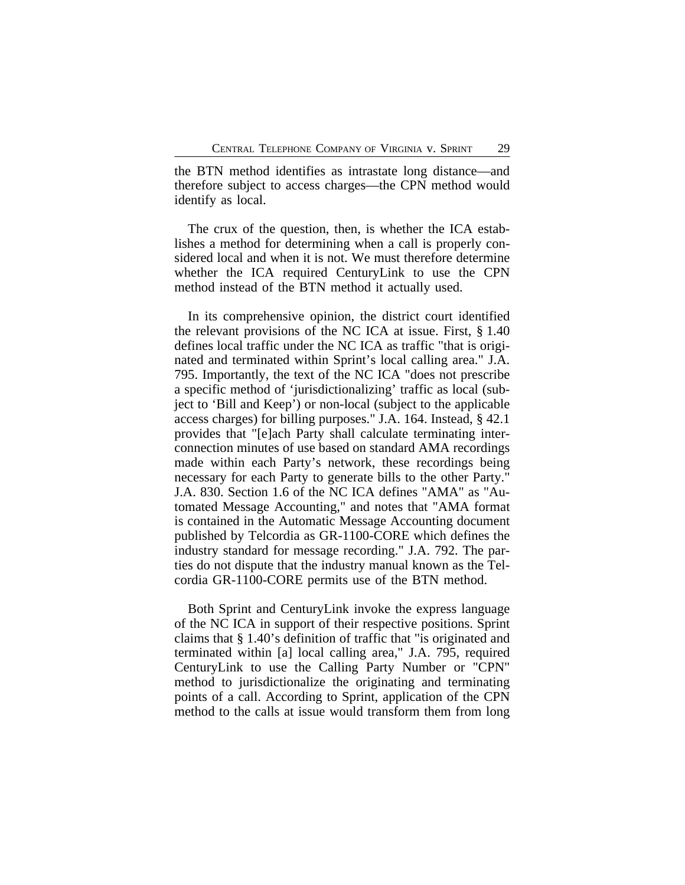the BTN method identifies as intrastate long distance—and therefore subject to access charges—the CPN method would identify as local.

The crux of the question, then, is whether the ICA establishes a method for determining when a call is properly considered local and when it is not. We must therefore determine whether the ICA required CenturyLink to use the CPN method instead of the BTN method it actually used.

In its comprehensive opinion, the district court identified the relevant provisions of the NC ICA at issue. First, § 1.40 defines local traffic under the NC ICA as traffic "that is originated and terminated within Sprint's local calling area." J.A. 795. Importantly, the text of the NC ICA "does not prescribe a specific method of 'jurisdictionalizing' traffic as local (subject to 'Bill and Keep') or non-local (subject to the applicable access charges) for billing purposes." J.A. 164. Instead, § 42.1 provides that "[e]ach Party shall calculate terminating interconnection minutes of use based on standard AMA recordings made within each Party's network, these recordings being necessary for each Party to generate bills to the other Party." J.A. 830. Section 1.6 of the NC ICA defines "AMA" as "Automated Message Accounting," and notes that "AMA format is contained in the Automatic Message Accounting document published by Telcordia as GR-1100-CORE which defines the industry standard for message recording." J.A. 792. The parties do not dispute that the industry manual known as the Telcordia GR-1100-CORE permits use of the BTN method.

Both Sprint and CenturyLink invoke the express language of the NC ICA in support of their respective positions. Sprint claims that § 1.40's definition of traffic that "is originated and terminated within [a] local calling area," J.A. 795, required CenturyLink to use the Calling Party Number or "CPN" method to jurisdictionalize the originating and terminating points of a call. According to Sprint, application of the CPN method to the calls at issue would transform them from long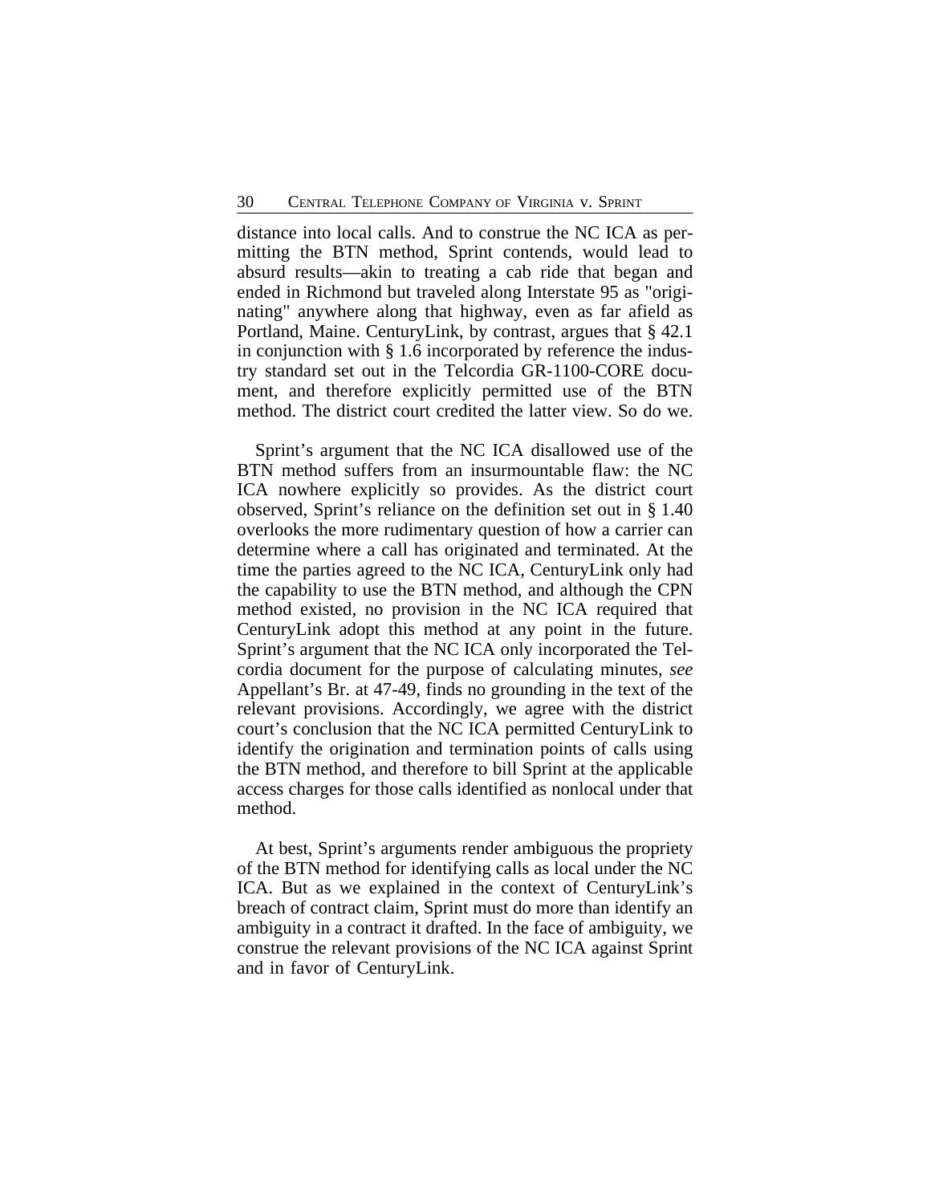distance into local calls. And to construe the NC ICA as permitting the BTN method, Sprint contends, would lead to absurd results—akin to treating a cab ride that began and ended in Richmond but traveled along Interstate 95 as "originating" anywhere along that highway, even as far afield as Portland, Maine. CenturyLink, by contrast, argues that § 42.1 in conjunction with § 1.6 incorporated by reference the industry standard set out in the Telcordia GR-1100-CORE document, and therefore explicitly permitted use of the BTN method. The district court credited the latter view. So do we.

Sprint's argument that the NC ICA disallowed use of the BTN method suffers from an insurmountable flaw: the NC ICA nowhere explicitly so provides. As the district court observed, Sprint's reliance on the definition set out in § 1.40 overlooks the more rudimentary question of how a carrier can determine where a call has originated and terminated. At the time the parties agreed to the NC ICA, CenturyLink only had the capability to use the BTN method, and although the CPN method existed, no provision in the NC ICA required that CenturyLink adopt this method at any point in the future. Sprint's argument that the NC ICA only incorporated the Telcordia document for the purpose of calculating minutes, *see* Appellant's Br. at 47-49, finds no grounding in the text of the relevant provisions. Accordingly, we agree with the district court's conclusion that the NC ICA permitted CenturyLink to identify the origination and termination points of calls using the BTN method, and therefore to bill Sprint at the applicable access charges for those calls identified as nonlocal under that method.

At best, Sprint's arguments render ambiguous the propriety of the BTN method for identifying calls as local under the NC ICA. But as we explained in the context of CenturyLink's breach of contract claim, Sprint must do more than identify an ambiguity in a contract it drafted. In the face of ambiguity, we construe the relevant provisions of the NC ICA against Sprint and in favor of CenturyLink.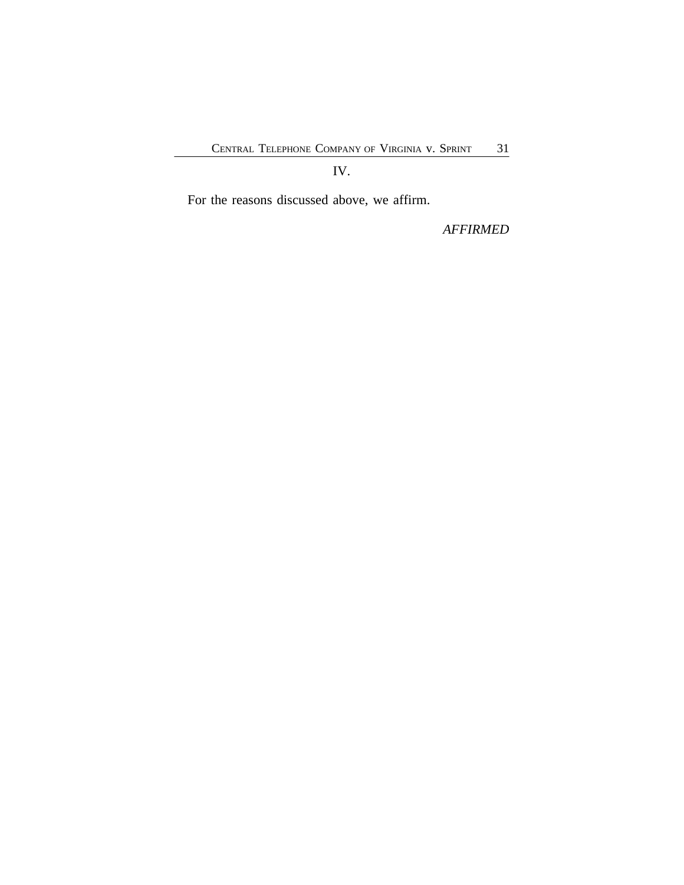## IV.

For the reasons discussed above, we affirm.

*AFFIRMED*